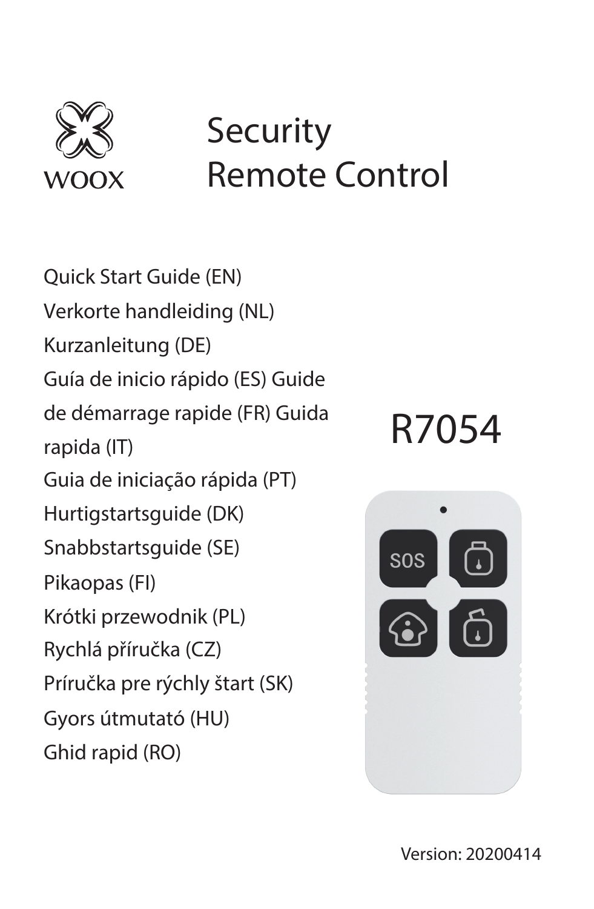WOOX

# Security Remote Control

Quick Start Guide (EN)
Verkorte handleiding (NL)
Kurzanleitung (DE)
Guía de inicio rápido (ES) Guide de démarrage rapide (FR) Guida rapida (IT)
Guia de iniciação rápida (PT)
Hurtigstartsguide (DK)
Snabbstartsguide (SE)
Pikaopas (FI)
Krótki przewodnik (PL)
Rychlá příručka (CZ)
Príručka pre rýchly štart (SK)
Gyors útmutató (HU)
Ghid rapid (RO)

## R7054

SOS

Version: 20200414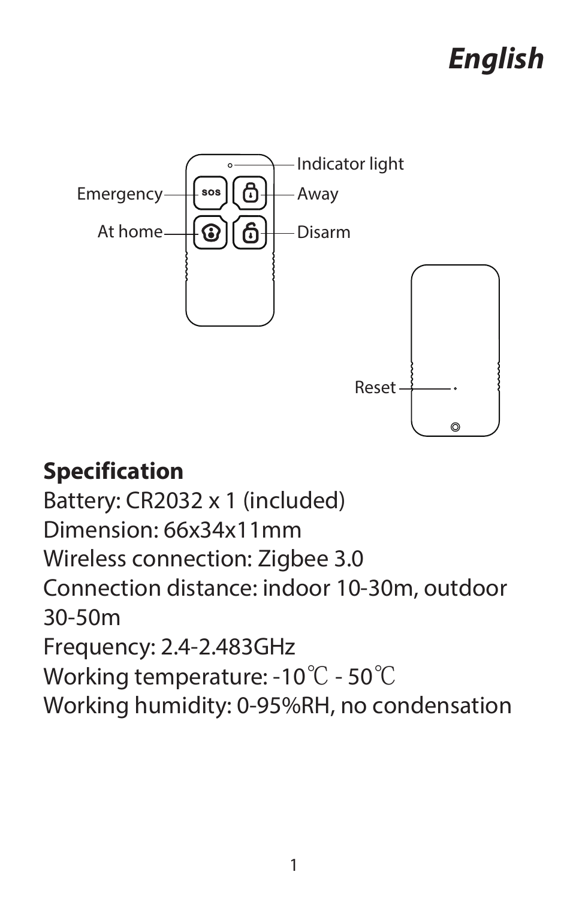# English

Indicator light

Emergency

Away

At home

Disarm

Reset

**Specification**

Battery: CR2032 x 1 (included)
Dimension: 66x34x11mm
Wireless connection: Zigbee 3.0
Connection distance: indoor 10-30m, outdoor 30-50m
Frequency: 2.4-2.483GHz
Working temperature: -10℃ - 50℃
Working humidity: 0-95%RH, no condensation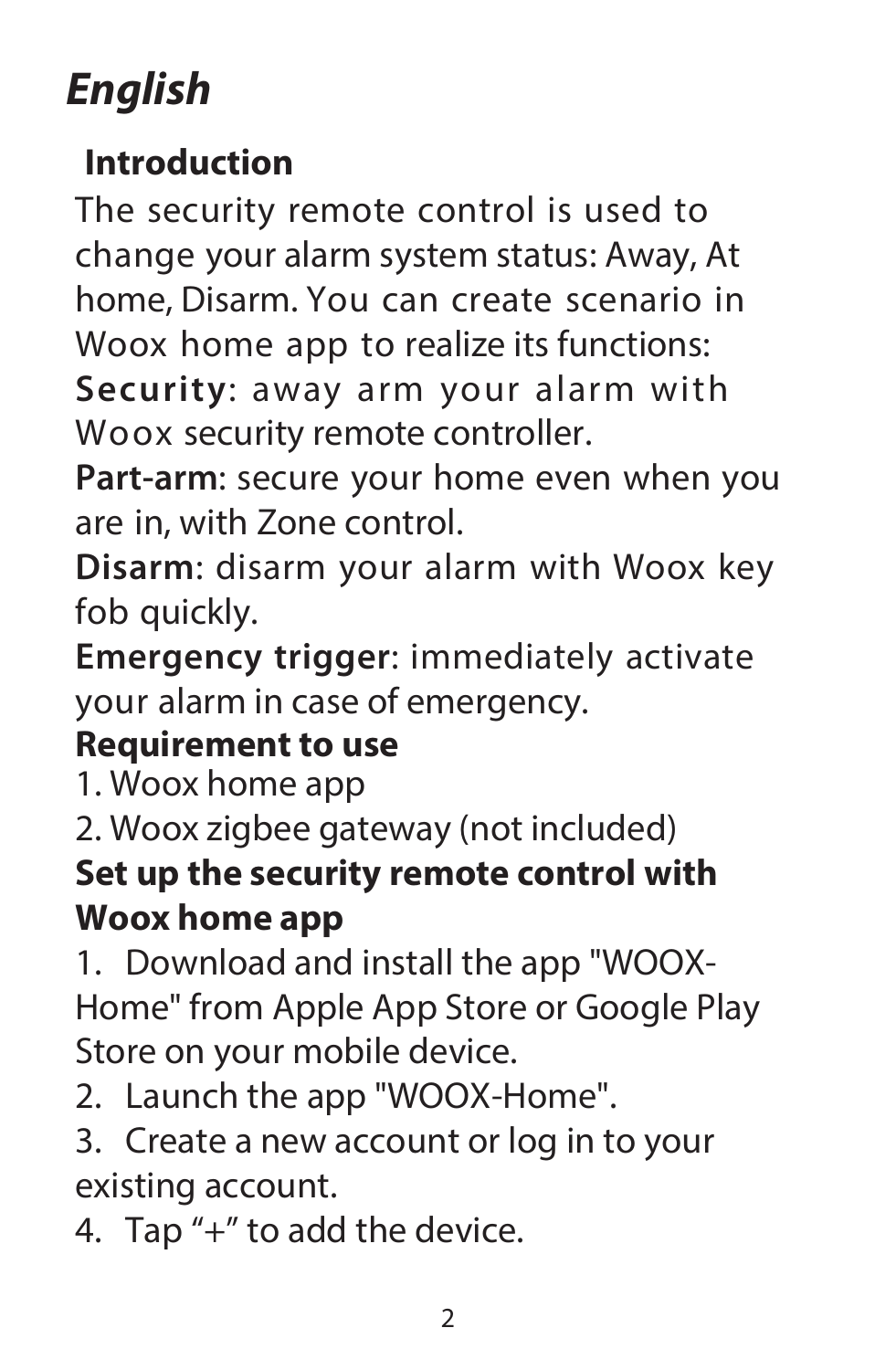# *English*

## Introduction

The security remote control is used to change your alarm system status: Away, At home, Disarm. You can create scenario in Woox home app to realize its functions:

**Security**: away arm your alarm with Woox security remote controller.

**Part-arm**: secure your home even when you are in, with Zone control.

**Disarm**: disarm your alarm with Woox key fob quickly.

**Emergency trigger**: immediately activate your alarm in case of emergency.

## Requirement to use

1. Woox home app
2. Woox zigbee gateway (not included)

## Set up the security remote control with Woox home app

1. Download and install the app "WOOX-Home" from Apple App Store or Google Play Store on your mobile device.
2. Launch the app "WOOX-Home".
3. Create a new account or log in to your existing account.
4. Tap "+" to add the device.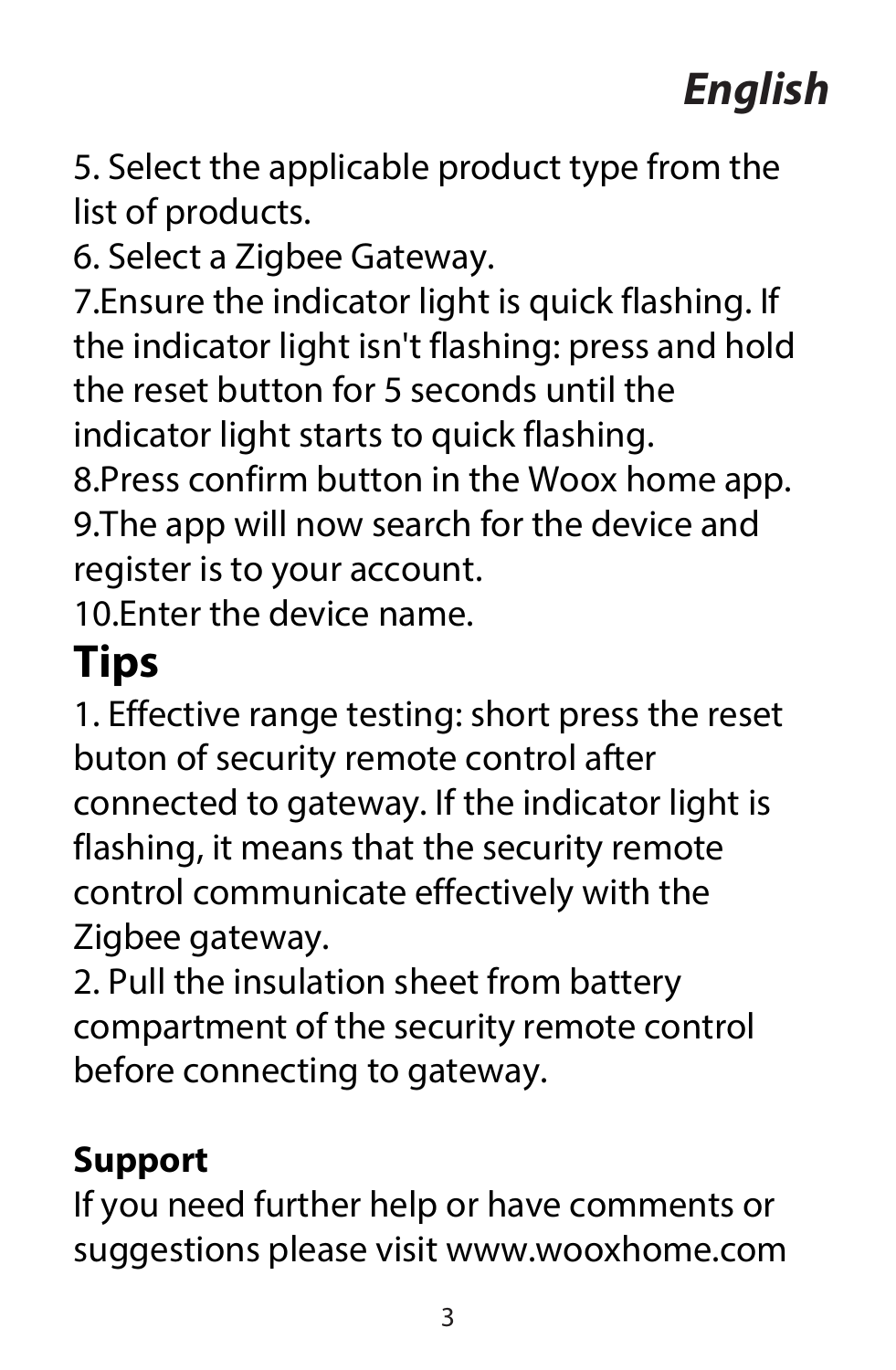# *English*

5. Select the applicable product type from the list of products.
6. Select a Zigbee Gateway.
7.Ensure the indicator light is quick flashing. If the indicator light isn't flashing: press and hold the reset button for 5 seconds until the indicator light starts to quick flashing.
8.Press confirm button in the Woox home app.
9.The app will now search for the device and register is to your account.
10.Enter the device name.

## Tips

1. Effective range testing: short press the reset buton of security remote control after connected to gateway. If the indicator light is flashing, it means that the security remote control communicate effectively with the Zigbee gateway.
2. Pull the insulation sheet from battery compartment of the security remote control before connecting to gateway.

**Support**

If you need further help or have comments or suggestions please visit www.wooxhome.com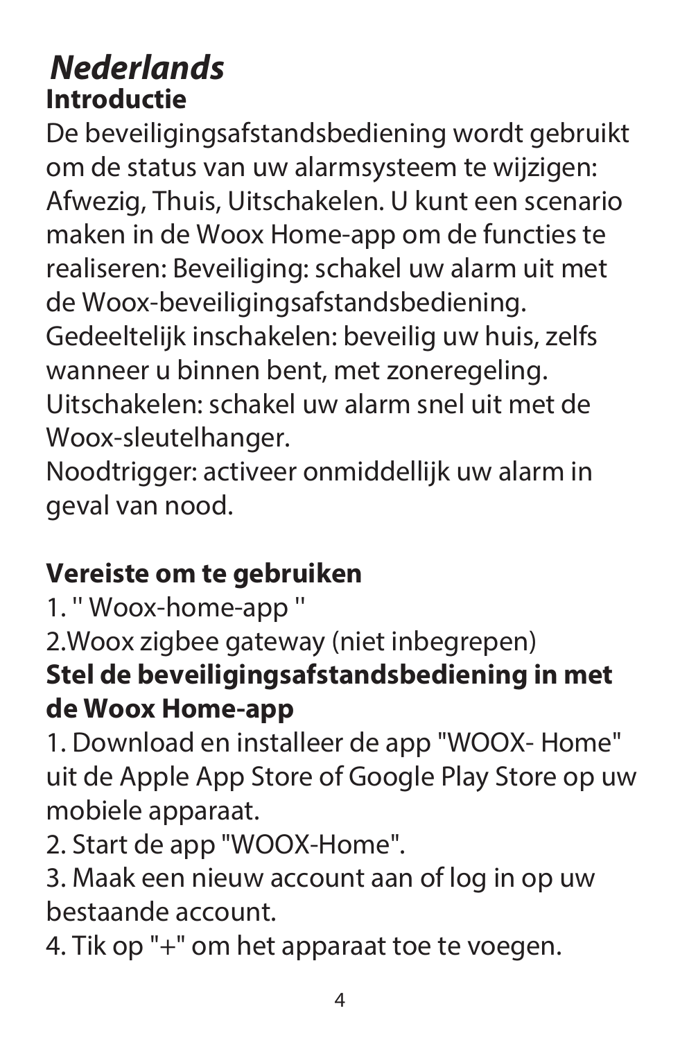# *Nederlands*

## Introductie

De beveiligingsafstandsbediening wordt gebruikt om de status van uw alarmsysteem te wijzigen: Afwezig, Thuis, Uitschakelen. U kunt een scenario maken in de Woox Home-app om de functies te realiseren: Beveiliging: schakel uw alarm uit met de Woox-beveiligingsafstandsbediening.
Gedeeltelijk inschakelen: beveilig uw huis, zelfs wanneer u binnen bent, met zoneregeling.
Uitschakelen: schakel uw alarm snel uit met de Woox-sleutelhanger.
Noodtrigger: activeer onmiddellijk uw alarm in geval van nood.

## Vereiste om te gebruiken

1. " Woox-home-app "
2. Woox zigbee gateway (niet inbegrepen)

## Stel de beveiligingsafstandsbediening in met de Woox Home-app

1. Download en installeer de app "WOOX- Home" uit de Apple App Store of Google Play Store op uw mobiele apparaat.
2. Start de app "WOOX-Home".
3. Maak een nieuw account aan of log in op uw bestaande account.
4. Tik op "+" om het apparaat toe te voegen.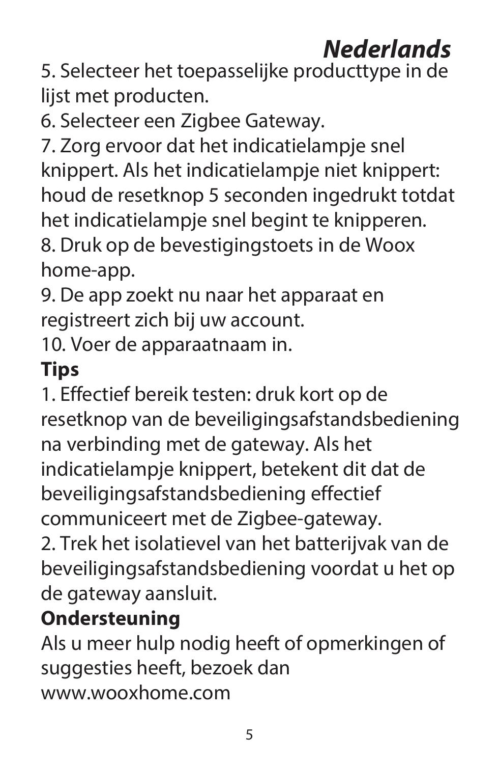## *Nederlands*

5. Selecteer het toepasselijke producttype in de lijst met producten.
6. Selecteer een Zigbee Gateway.
7. Zorg ervoor dat het indicatielampje snel knippert. Als het indicatielampje niet knippert: houd de resetknop 5 seconden ingedrukt totdat het indicatielampje snel begint te knipperen.
8. Druk op de bevestigingstoets in de Woox home-app.
9. De app zoekt nu naar het apparaat en registreert zich bij uw account.
10. Voer de apparaatnaam in.

**Tips**

1. Effectief bereik testen: druk kort op de resetknop van de beveiligingsafstandsbediening na verbinding met de gateway. Als het indicatielampje knippert, betekent dit dat de beveiligingsafstandsbediening effectief communiceert met de Zigbee-gateway.
2. Trek het isolatievel van het batterijvak van de beveiligingsafstandsbediening voordat u het op de gateway aansluit.

**Ondersteuning**

Als u meer hulp nodig heeft of opmerkingen of suggesties heeft, bezoek dan www.wooxhome.com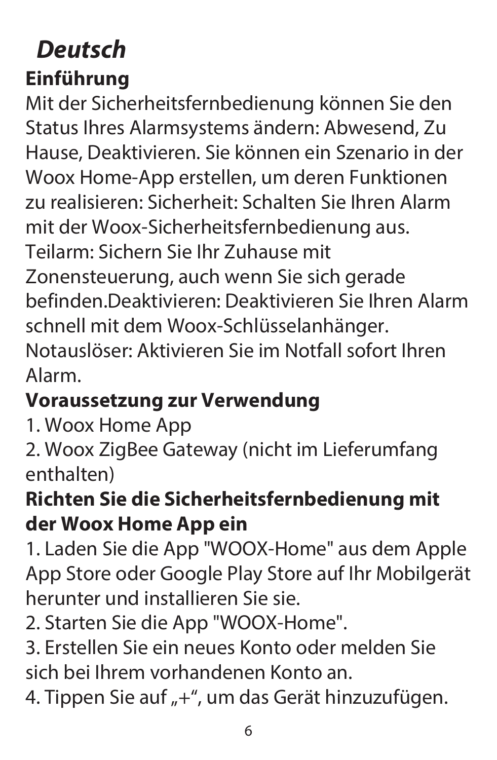# *Deutsch*

## Einführung

Mit der Sicherheitsfernbedienung können Sie den Status Ihres Alarmsystems ändern: Abwesend, Zu Hause, Deaktivieren. Sie können ein Szenario in der Woox Home-App erstellen, um deren Funktionen zu realisieren: Sicherheit: Schalten Sie Ihren Alarm mit der Woox-Sicherheitsfernbedienung aus. Teilarm: Sichern Sie Ihr Zuhause mit Zonensteuerung, auch wenn Sie sich gerade befinden.Deaktivieren: Deaktivieren Sie Ihren Alarm schnell mit dem Woox-Schlüsselanhänger. Notauslöser: Aktivieren Sie im Notfall sofort Ihren Alarm.

## Voraussetzung zur Verwendung

1. Woox Home App
2. Woox ZigBee Gateway (nicht im Lieferumfang enthalten)

## Richten Sie die Sicherheitsfernbedienung mit der Woox Home App ein

1. Laden Sie die App "WOOX-Home" aus dem Apple App Store oder Google Play Store auf Ihr Mobilgerät herunter und installieren Sie sie.
2. Starten Sie die App "WOOX-Home".
3. Erstellen Sie ein neues Konto oder melden Sie sich bei Ihrem vorhandenen Konto an.
4. Tippen Sie auf „+“, um das Gerät hinzuzufügen.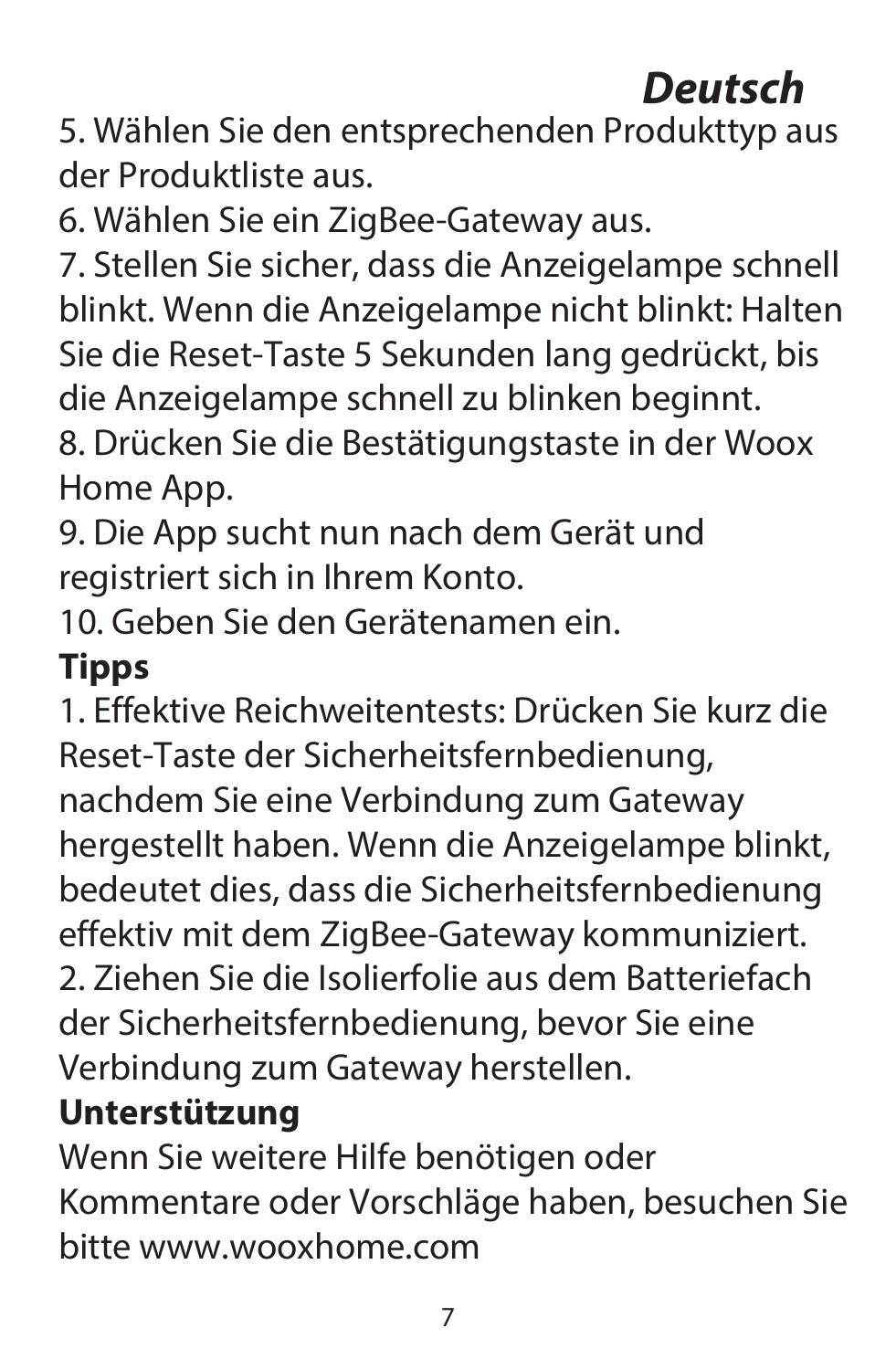# *Deutsch*

5. Wählen Sie den entsprechenden Produkttyp aus der Produktliste aus.
6. Wählen Sie ein ZigBee-Gateway aus.
7. Stellen Sie sicher, dass die Anzeigelampe schnell blinkt. Wenn die Anzeigelampe nicht blinkt: Halten Sie die Reset-Taste 5 Sekunden lang gedrückt, bis die Anzeigelampe schnell zu blinken beginnt.
8. Drücken Sie die Bestätigungstaste in der Woox Home App.
9. Die App sucht nun nach dem Gerät und registriert sich in Ihrem Konto.
10. Geben Sie den Gerätenamen ein.

**Tipps**

1. Effektive Reichweitentests: Drücken Sie kurz die Reset-Taste der Sicherheitsfernbedienung, nachdem Sie eine Verbindung zum Gateway hergestellt haben. Wenn die Anzeigelampe blinkt, bedeutet dies, dass die Sicherheitsfernbedienung effektiv mit dem ZigBee-Gateway kommuniziert.
2. Ziehen Sie die Isolierfolie aus dem Batteriefach der Sicherheitsfernbedienung, bevor Sie eine Verbindung zum Gateway herstellen.

**Unterstützung**

Wenn Sie weitere Hilfe benötigen oder Kommentare oder Vorschläge haben, besuchen Sie bitte www.wooxhome.com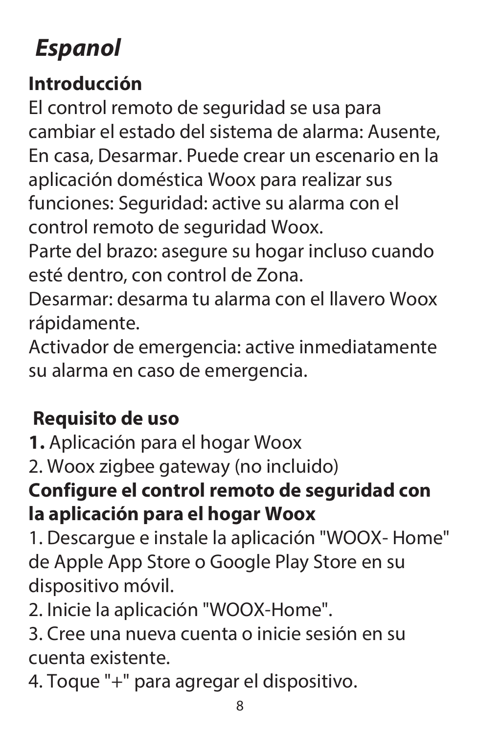# *Espanol*

**Introducción**

El control remoto de seguridad se usa para cambiar el estado del sistema de alarma: Ausente, En casa, Desarmar. Puede crear un escenario en la aplicación doméstica Woox para realizar sus funciones: Seguridad: active su alarma con el control remoto de seguridad Woox.
Parte del brazo: asegure su hogar incluso cuando esté dentro, con control de Zona.
Desarmar: desarma tu alarma con el llavero Woox rápidamente.
Activador de emergencia: active inmediatamente su alarma en caso de emergencia.

**Requisito de uso**

**1.** Aplicación para el hogar Woox
2. Woox zigbee gateway (no incluido)

**Configure el control remoto de seguridad con la aplicación para el hogar Woox**

1. Descargue e instale la aplicación "WOOX- Home" de Apple App Store o Google Play Store en su dispositivo móvil.
2. Inicie la aplicación "WOOX-Home".
3. Cree una nueva cuenta o inicie sesión en su cuenta existente.
4. Toque "+" para agregar el dispositivo.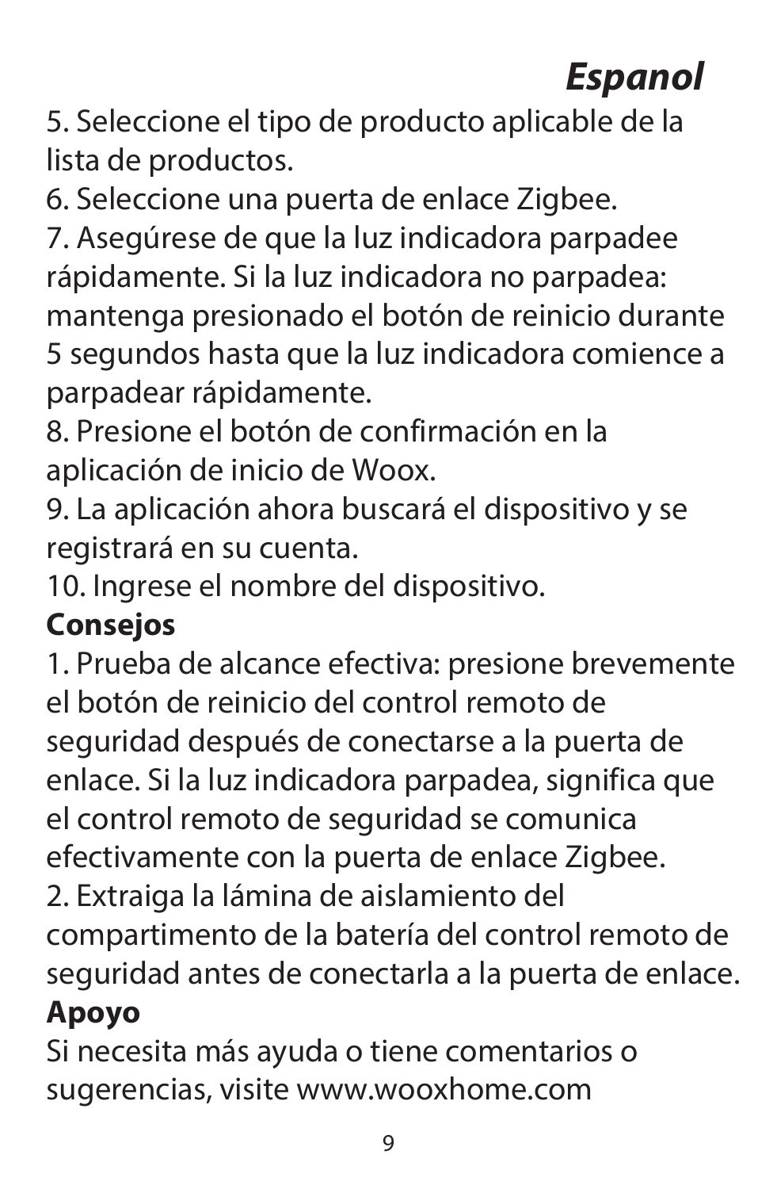# *Espanol*

5. Seleccione el tipo de producto aplicable de la lista de productos.
6. Seleccione una puerta de enlace Zigbee.
7. Asegúrese de que la luz indicadora parpadee rápidamente. Si la luz indicadora no parpadea: mantenga presionado el botón de reinicio durante 5 segundos hasta que la luz indicadora comience a parpadear rápidamente.
8. Presione el botón de confirmación en la aplicación de inicio de Woox.
9. La aplicación ahora buscará el dispositivo y se registrará en su cuenta.
10. Ingrese el nombre del dispositivo.

**Consejos**

1. Prueba de alcance efectiva: presione brevemente el botón de reinicio del control remoto de seguridad después de conectarse a la puerta de enlace. Si la luz indicadora parpadea, significa que el control remoto de seguridad se comunica efectivamente con la puerta de enlace Zigbee.
2. Extraiga la lámina de aislamiento del compartimento de la batería del control remoto de seguridad antes de conectarla a la puerta de enlace.

**Apoyo**

Si necesita más ayuda o tiene comentarios o sugerencias, visite www.wooxhome.com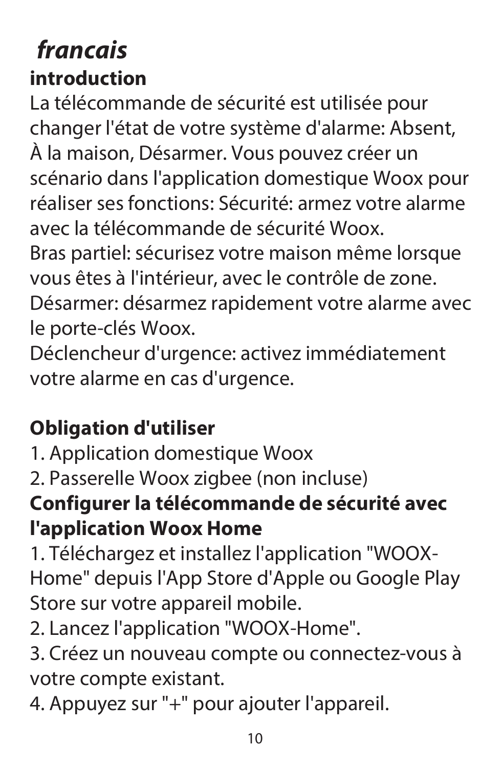# *francais*

## introduction

La télécommande de sécurité est utilisée pour changer l'état de votre système d'alarme: Absent, À la maison, Désarmer. Vous pouvez créer un scénario dans l'application domestique Woox pour réaliser ses fonctions: Sécurité: armez votre alarme avec la télécommande de sécurité Woox.
Bras partiel: sécurisez votre maison même lorsque vous êtes à l'intérieur, avec le contrôle de zone.
Désarmer: désarmez rapidement votre alarme avec le porte-clés Woox.
Déclencheur d'urgence: activez immédiatement votre alarme en cas d'urgence.

## Obligation d'utiliser

1. Application domestique Woox
2. Passerelle Woox zigbee (non incluse)

## Configurer la télécommande de sécurité avec l'application Woox Home

1. Téléchargez et installez l'application "WOOX-Home" depuis l'App Store d'Apple ou Google Play Store sur votre appareil mobile.
2. Lancez l'application "WOOX-Home".
3. Créez un nouveau compte ou connectez-vous à votre compte existant.
4. Appuyez sur "+" pour ajouter l'appareil.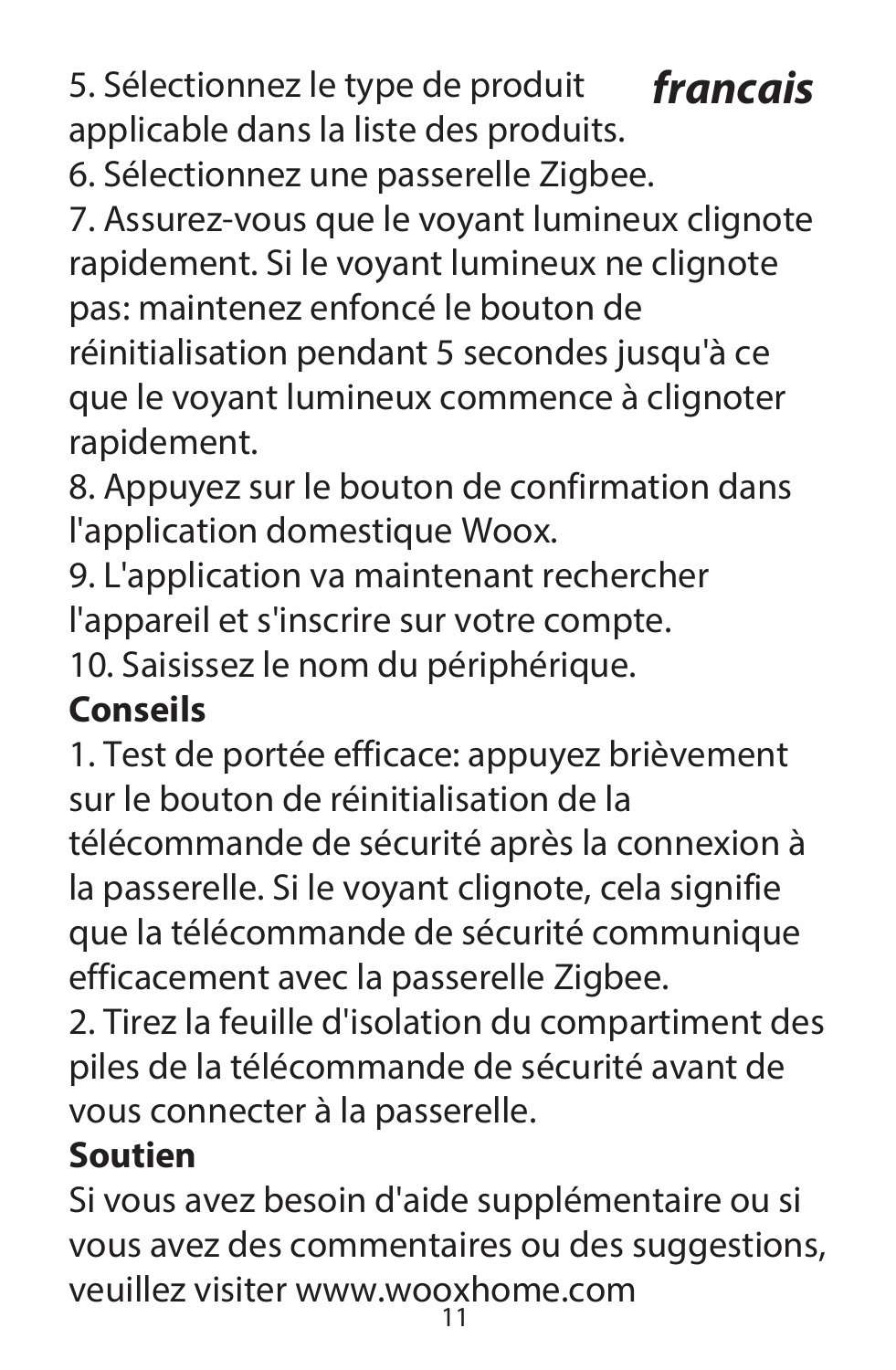*francais*

5. Sélectionnez le type de produit applicable dans la liste des produits.
6. Sélectionnez une passerelle Zigbee.
7. Assurez-vous que le voyant lumineux clignote rapidement. Si le voyant lumineux ne clignote pas: maintenez enfoncé le bouton de réinitialisation pendant 5 secondes jusqu'à ce que le voyant lumineux commence à clignoter rapidement.
8. Appuyez sur le bouton de confirmation dans l'application domestique Woox.
9. L'application va maintenant rechercher l'appareil et s'inscrire sur votre compte.
10. Saisissez le nom du périphérique.

**Conseils**

1. Test de portée efficace: appuyez brièvement sur le bouton de réinitialisation de la télécommande de sécurité après la connexion à la passerelle. Si le voyant clignote, cela signifie que la télécommande de sécurité communique efficacement avec la passerelle Zigbee.
2. Tirez la feuille d'isolation du compartiment des piles de la télécommande de sécurité avant de vous connecter à la passerelle.

**Soutien**

Si vous avez besoin d'aide supplémentaire ou si vous avez des commentaires ou des suggestions, veuillez visiter www.wooxhome.com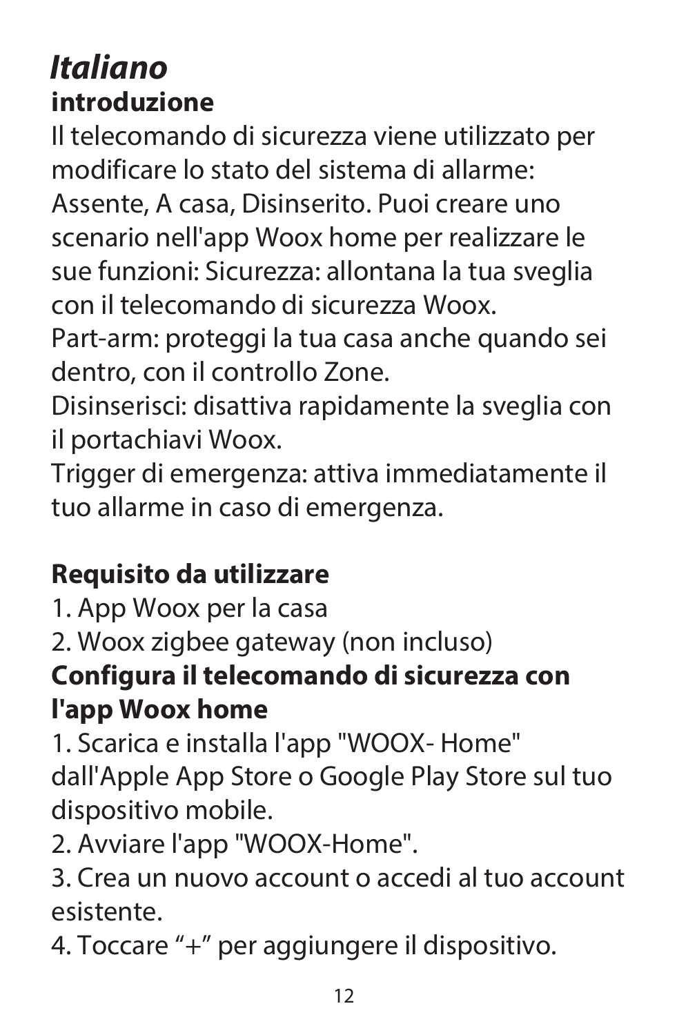# *Italiano*

## introduzione

Il telecomando di sicurezza viene utilizzato per modificare lo stato del sistema di allarme: Assente, A casa, Disinserito. Puoi creare uno scenario nell'app Woox home per realizzare le sue funzioni: Sicurezza: allontana la tua sveglia con il telecomando di sicurezza Woox.
Part-arm: proteggi la tua casa anche quando sei dentro, con il controllo Zone.
Disinserisci: disattiva rapidamente la sveglia con il portachiavi Woox.
Trigger di emergenza: attiva immediatamente il tuo allarme in caso di emergenza.

## Requisito da utilizzare

1. App Woox per la casa
2. Woox zigbee gateway (non incluso)

## Configura il telecomando di sicurezza con l'app Woox home

1. Scarica e installa l'app "WOOX- Home" dall'Apple App Store o Google Play Store sul tuo dispositivo mobile.
2. Avviare l'app "WOOX-Home".
3. Crea un nuovo account o accedi al tuo account esistente.
4. Toccare “+” per aggiungere il dispositivo.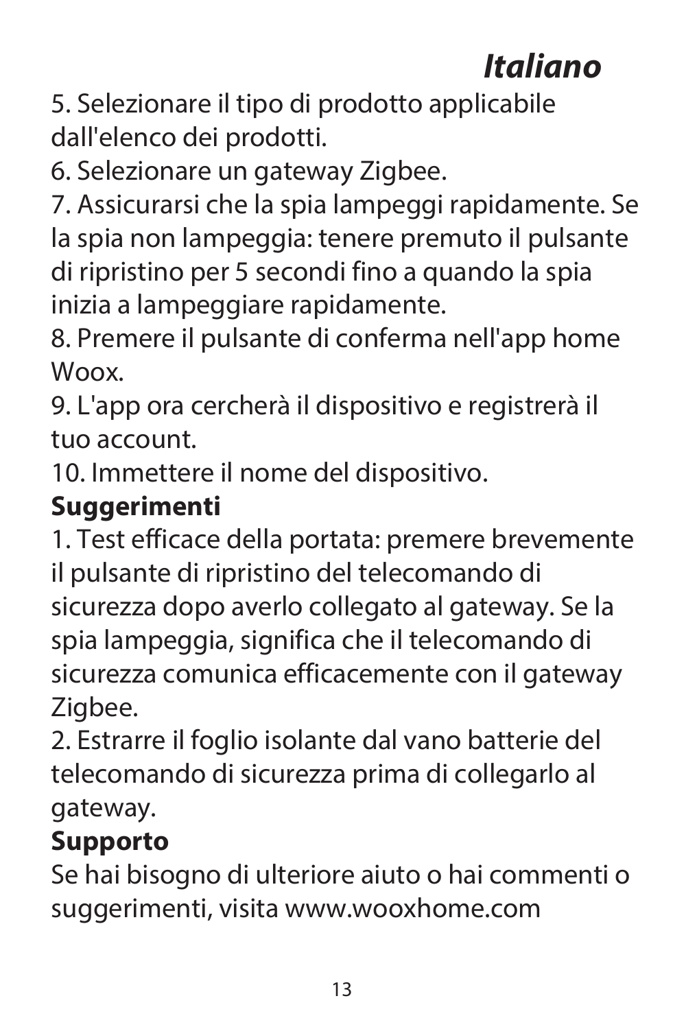# *Italiano*

5. Selezionare il tipo di prodotto applicabile dall'elenco dei prodotti.
6. Selezionare un gateway Zigbee.
7. Assicurarsi che la spia lampeggi rapidamente. Se la spia non lampeggia: tenere premuto il pulsante di ripristino per 5 secondi fino a quando la spia inizia a lampeggiare rapidamente.
8. Premere il pulsante di conferma nell'app home Woox.
9. L'app ora cercherà il dispositivo e registrerà il tuo account.
10. Immettere il nome del dispositivo.

**Suggerimenti**

1. Test efficace della portata: premere brevemente il pulsante di ripristino del telecomando di sicurezza dopo averlo collegato al gateway. Se la spia lampeggia, significa che il telecomando di sicurezza comunica efficacemente con il gateway Zigbee.
2. Estrarre il foglio isolante dal vano batterie del telecomando di sicurezza prima di collegarlo al gateway.

**Supporto**

Se hai bisogno di ulteriore aiuto o hai commenti o suggerimenti, visita www.wooxhome.com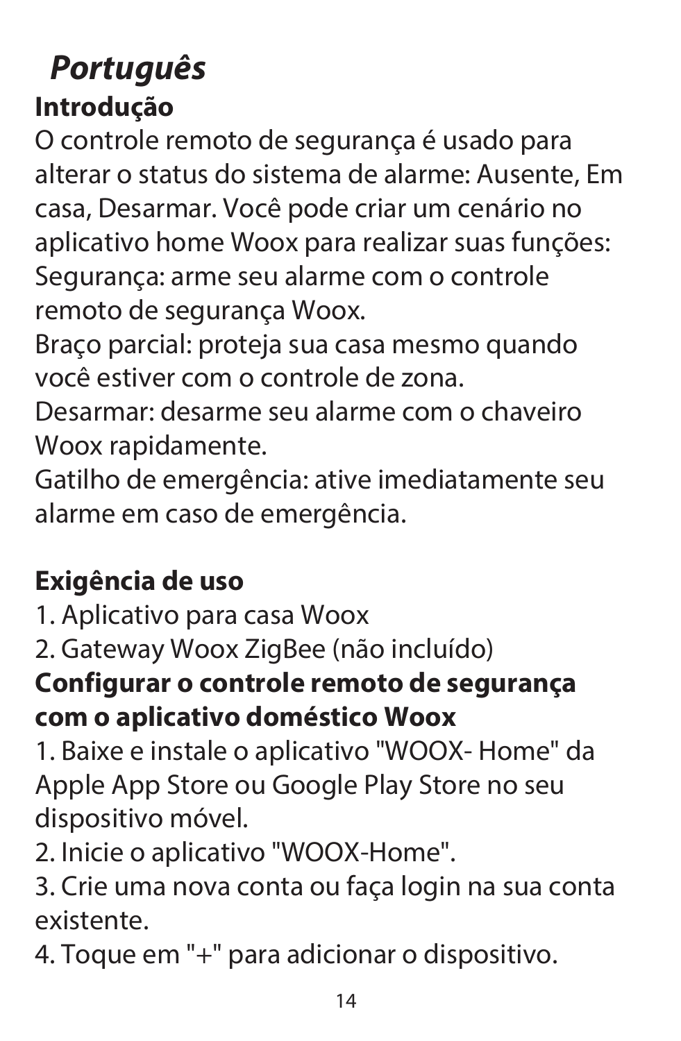# *Português*

## Introdução

O controle remoto de segurança é usado para alterar o status do sistema de alarme: Ausente, Em casa, Desarmar. Você pode criar um cenário no aplicativo home Woox para realizar suas funções:
Segurança: arme seu alarme com o controle remoto de segurança Woox.
Braço parcial: proteja sua casa mesmo quando você estiver com o controle de zona.
Desarmar: desarme seu alarme com o chaveiro Woox rapidamente.
Gatilho de emergência: ative imediatamente seu alarme em caso de emergência.

## Exigência de uso

1. Aplicativo para casa Woox
2. Gateway Woox ZigBee (não incluído)

## Configurar o controle remoto de segurança com o aplicativo doméstico Woox

1. Baixe e instale o aplicativo "WOOX- Home" da Apple App Store ou Google Play Store no seu dispositivo móvel.
2. Inicie o aplicativo "WOOX-Home".
3. Crie uma nova conta ou faça login na sua conta existente.
4. Toque em "+" para adicionar o dispositivo.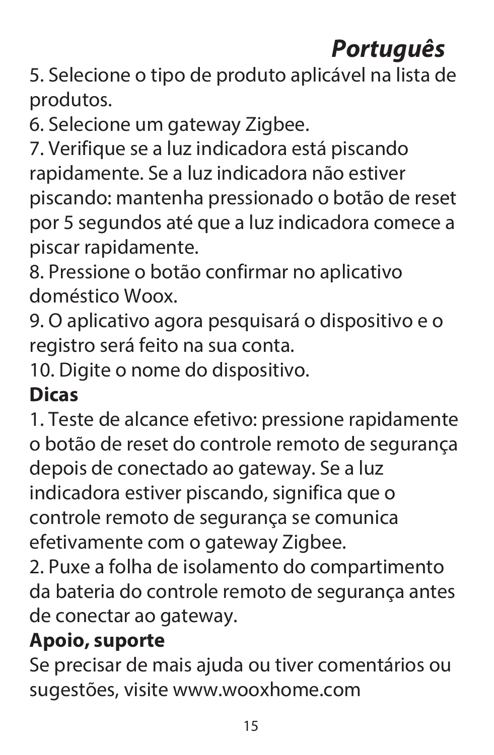# *Português*

5. Selecione o tipo de produto aplicável na lista de produtos.
6. Selecione um gateway Zigbee.
7. Verifique se a luz indicadora está piscando rapidamente. Se a luz indicadora não estiver piscando: mantenha pressionado o botão de reset por 5 segundos até que a luz indicadora comece a piscar rapidamente.
8. Pressione o botão confirmar no aplicativo doméstico Woox.
9. O aplicativo agora pesquisará o dispositivo e o registro será feito na sua conta.
10. Digite o nome do dispositivo.

**Dicas**

1. Teste de alcance efetivo: pressione rapidamente o botão de reset do controle remoto de segurança depois de conectado ao gateway. Se a luz indicadora estiver piscando, significa que o controle remoto de segurança se comunica efetivamente com o gateway Zigbee.
2. Puxe a folha de isolamento do compartimento da bateria do controle remoto de segurança antes de conectar ao gateway.

**Apoio, suporte**

Se precisar de mais ajuda ou tiver comentários ou sugestões, visite www.wooxhome.com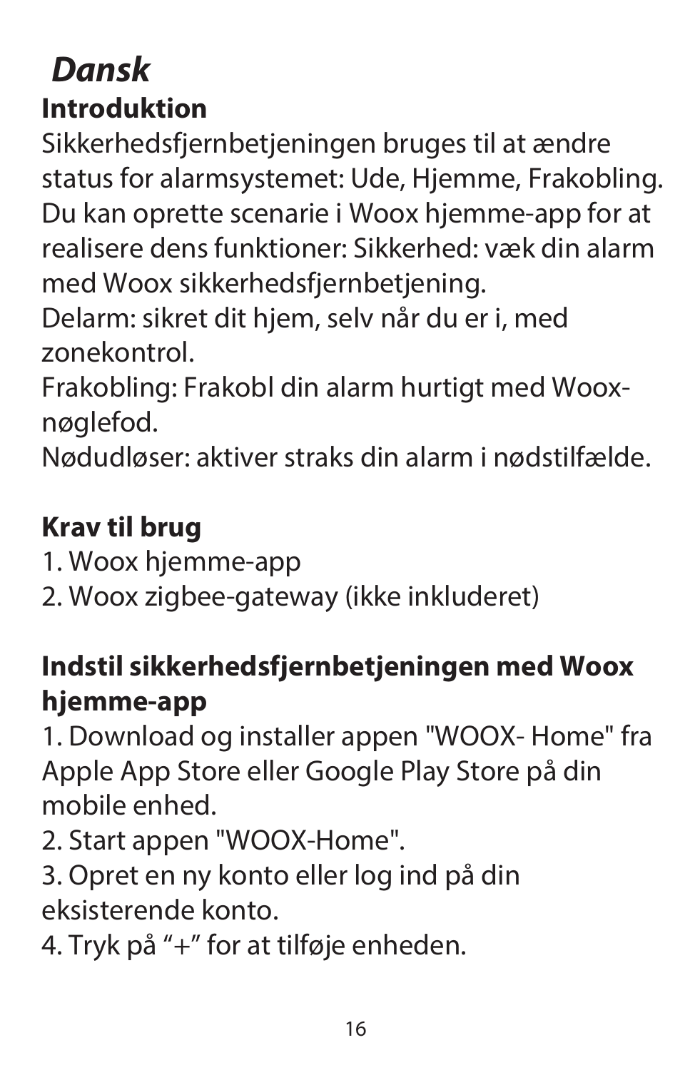# *Dansk*

## Introduktion

Sikkerhedsfjernbetjeningen bruges til at ændre status for alarmsystemet: Ude, Hjemme, Frakobling. Du kan oprette scenarie i Woox hjemme-app for at realisere dens funktioner: Sikkerhed: væk din alarm med Woox sikkerhedsfjernbetjening.
Delarm: sikret dit hjem, selv når du er i, med zonekontrol.
Frakobling: Frakobl din alarm hurtigt med Woox-nøglefod.
Nødudløser: aktiver straks din alarm i nødstilfælde.

## Krav til brug

1. Woox hjemme-app
2. Woox zigbee-gateway (ikke inkluderet)

## Indstil sikkerhedsfjernbetjeningen med Woox hjemme-app

1. Download og installer appen "WOOX- Home" fra Apple App Store eller Google Play Store på din mobile enhed.
2. Start appen "WOOX-Home".
3. Opret en ny konto eller log ind på din eksisterende konto.
4. Tryk på “+” for at tilføje enheden.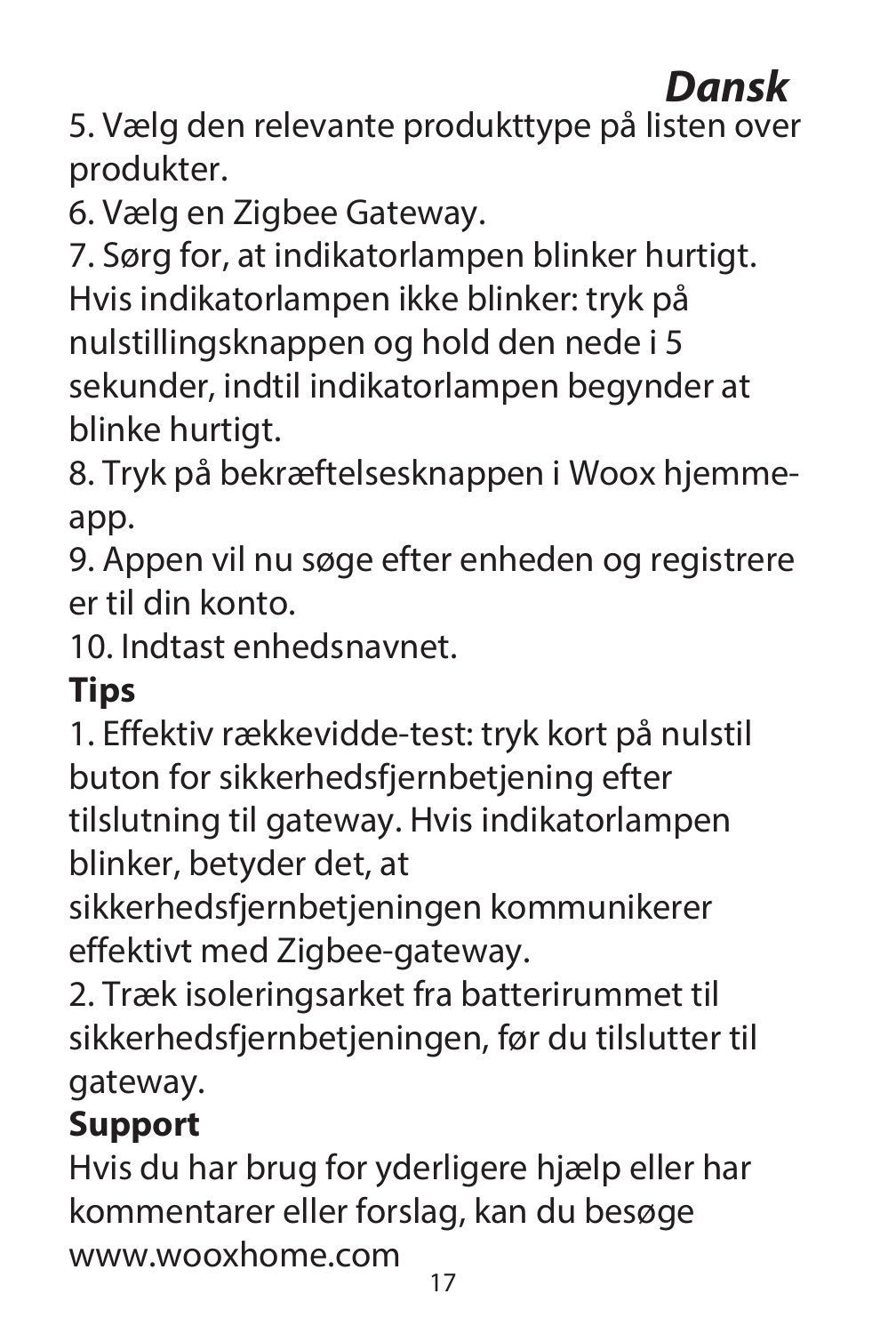# Dansk

5. Vælg den relevante produkttype på listen over produkter.
6. Vælg en Zigbee Gateway.
7. Sørg for, at indikatorlampen blinker hurtigt. Hvis indikatorlampen ikke blinker: tryk på nulstillingsknappen og hold den nede i 5 sekunder, indtil indikatorlampen begynder at blinke hurtigt.
8. Tryk på bekræftelsesknappen i Woox hjemme-app.
9. Appen vil nu søge efter enheden og registrere er til din konto.
10. Indtast enhedsnavnet.

**Tips**

1. Effektiv rækkevidde-test: tryk kort på nulstil buton for sikkerhedsfjernbetjening efter tilslutning til gateway. Hvis indikatorlampen blinker, betyder det, at sikkerhedsfjernbetjeningen kommunikerer effektivt med Zigbee-gateway.
2. Træk isoleringsarket fra batterirummet til sikkerhedsfjernbetjeningen, før du tilslutter til gateway.

**Support**

Hvis du har brug for yderligere hjælp eller har kommentarer eller forslag, kan du besøge www.wooxhome.com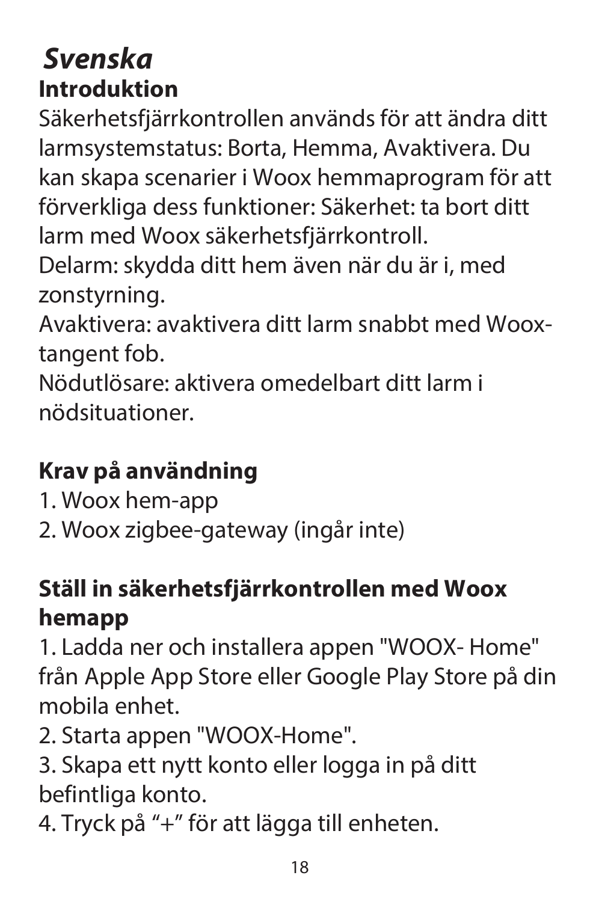# *Svenska*

## Introduktion

Säkerhetsfjärrkontrollen används för att ändra ditt larmsystemstatus: Borta, Hemma, Avaktivera. Du kan skapa scenarier i Woox hemmaprogram för att förverkliga dess funktioner: Säkerhet: ta bort ditt larm med Woox säkerhetsfjärrkontroll.
Delarm: skydda ditt hem även när du är i, med zonstyrning.
Avaktivera: avaktivera ditt larm snabbt med Woox-tangent fob.
Nödutlösare: aktivera omedelbart ditt larm i nödsituationer.

## Krav på användning

1. Woox hem-app
2. Woox zigbee-gateway (ingår inte)

## Ställ in säkerhetsfjärrkontrollen med Woox hemapp

1. Ladda ner och installera appen "WOOX- Home" från Apple App Store eller Google Play Store på din mobila enhet.
2. Starta appen "WOOX-Home".
3. Skapa ett nytt konto eller logga in på ditt befintliga konto.
4. Tryck på “+” för att lägga till enheten.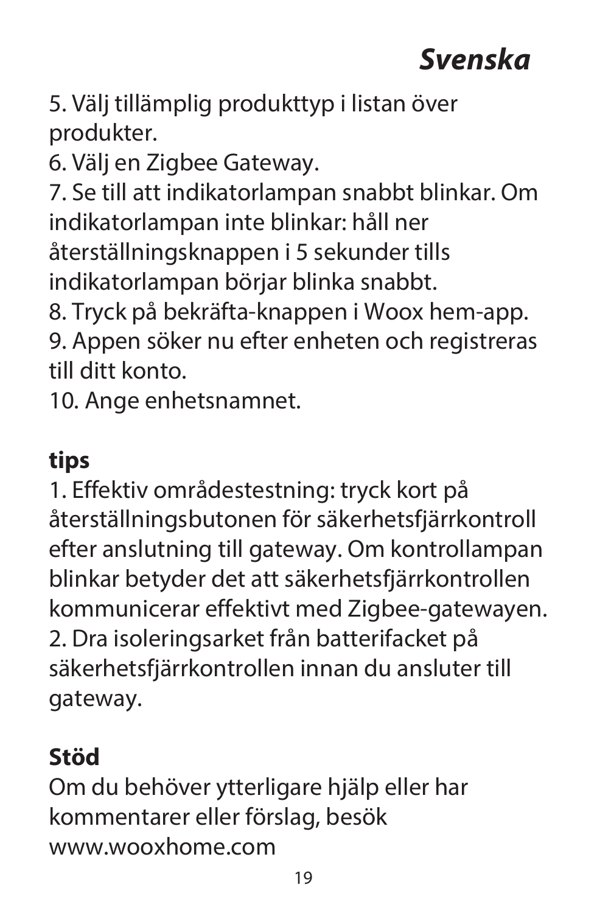# *Svenska*

5. Välj tillämplig produkttyp i listan över produkter.
6. Välj en Zigbee Gateway.
7. Se till att indikatorlampan snabbt blinkar. Om indikatorlampan inte blinkar: håll ner återställningsknappen i 5 sekunder tills indikatorlampan börjar blinka snabbt.
8. Tryck på bekräfta-knappen i Woox hem-app.
9. Appen söker nu efter enheten och registreras till ditt konto.
10. Ange enhetsnamnet.

**tips**

1. Effektiv områdestestning: tryck kort på återställningsbutonen för säkerhetsfjärrkontroll efter anslutning till gateway. Om kontrollampan blinkar betyder det att säkerhetsfjärrkontrollen kommunicerar effektivt med Zigbee-gatewayen.
2. Dra isoleringsarket från batterifacket på säkerhetsfjärrkontrollen innan du ansluter till gateway.

**Stöd**

Om du behöver ytterligare hjälp eller har kommentarer eller förslag, besök www.wooxhome.com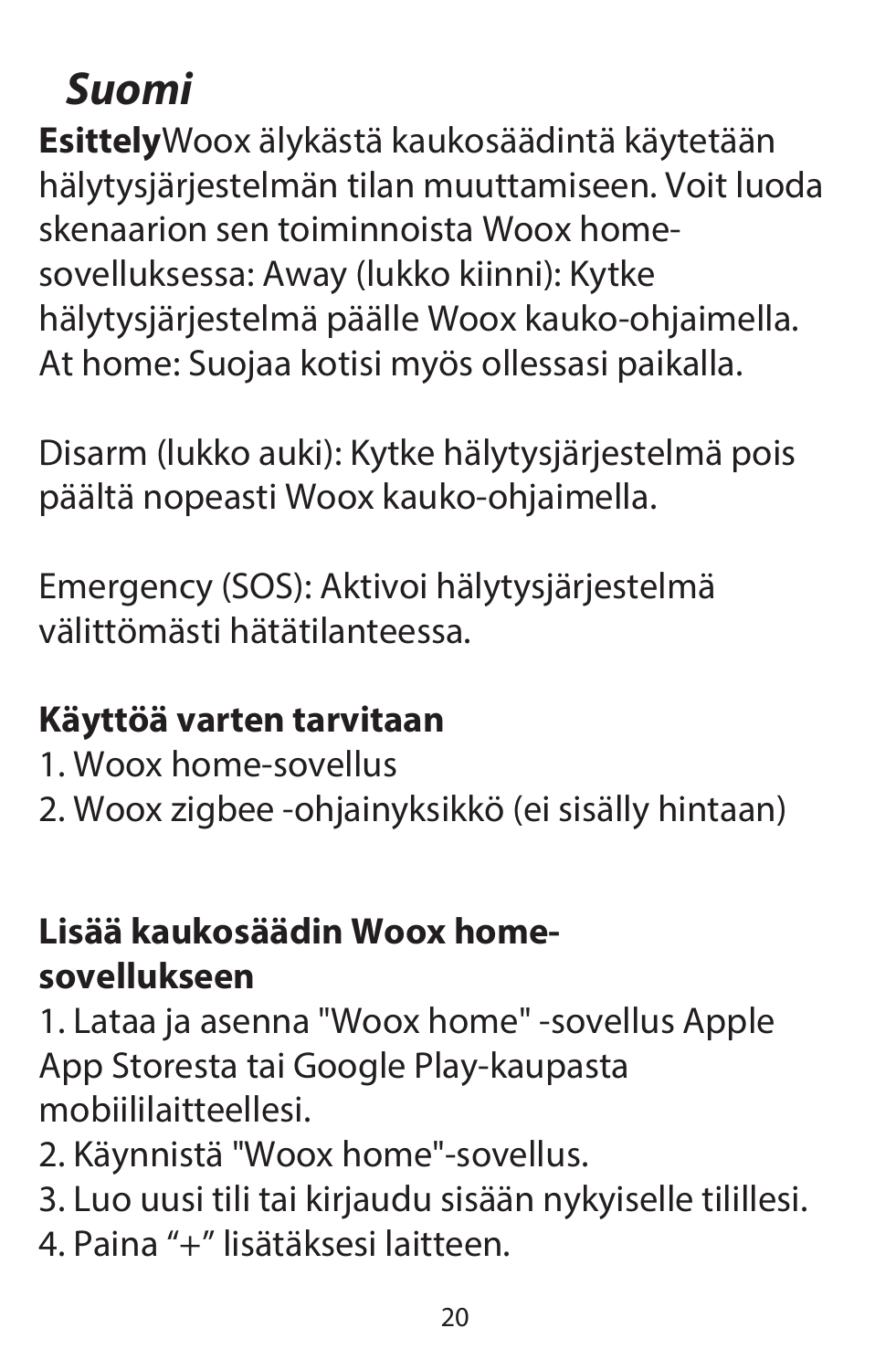# *Suomi*

**Esittely**Woox älykästä kaukosäädintä käytetään hälytysjärjestelmän tilan muuttamiseen. Voit luoda skenaarion sen toiminnoista Woox home-sovelluksessa: Away (lukko kiinni): Kytke hälytysjärjestelmä päälle Woox kauko-ohjaimella. At home: Suojaa kotisi myös ollessasi paikalla.

Disarm (lukko auki): Kytke hälytysjärjestelmä pois päältä nopeasti Woox kauko-ohjaimella.

Emergency (SOS): Aktivoi hälytysjärjestelmä välittömästi hätätilanteessa.

**Käyttöä varten tarvitaan**

1. Woox home-sovellus
2. Woox zigbee -ohjainyksikkö (ei sisälly hintaan)

**Lisää kaukosäädin Woox home-sovellukseen**

1. Lataa ja asenna "Woox home" -sovellus Apple App Storesta tai Google Play-kaupasta mobiililaitteellesi.
2. Käynnistä "Woox home"-sovellus.
3. Luo uusi tili tai kirjaudu sisään nykyiselle tilillesi.
4. Paina “+” lisätäksesi laitteen.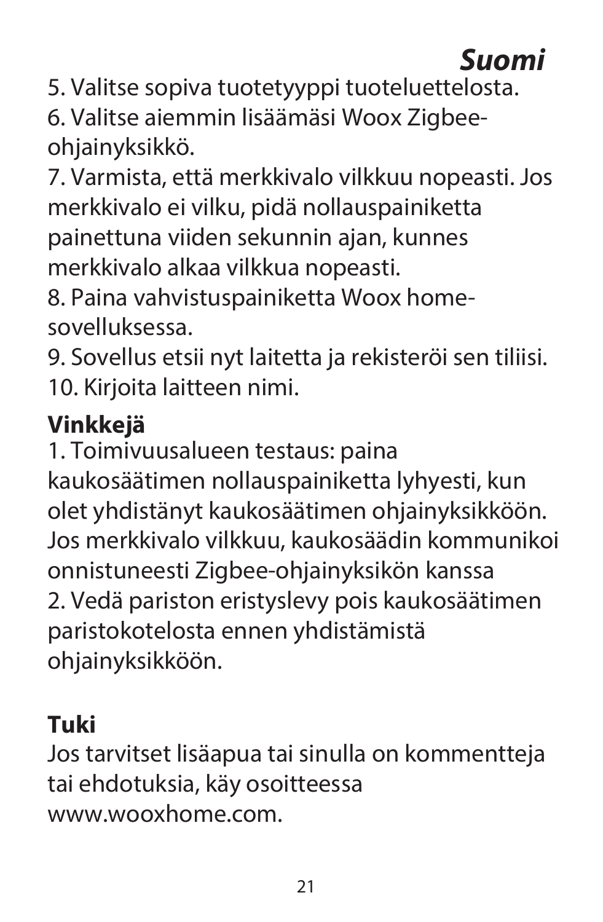# Suomi

5. Valitse sopiva tuotetyyppi tuoteluettelosta.
6. Valitse aiemmin lisäämäsi Woox Zigbee-ohjainyksikkö.
7. Varmista, että merkkivalo vilkkuu nopeasti. Jos merkkivalo ei vilku, pidä nollauspainiketta painettuna viiden sekunnin ajan, kunnes merkkivalo alkaa vilkkua nopeasti.
8. Paina vahvistuspainiketta Woox home-sovelluksessa.
9. Sovellus etsii nyt laitetta ja rekisteröi sen tiliisi.
10. Kirjoita laitteen nimi.

**Vinkkejä**

1. Toimivuusalueen testaus: paina kaukosäätimen nollauspainiketta lyhyesti, kun olet yhdistänyt kaukosäätimen ohjainyksikköön. Jos merkkivalo vilkkuu, kaukosäädin kommunikoi onnistuneesti Zigbee-ohjainyksikön kanssa
2. Vedä pariston eristyslevy pois kaukosäätimen paristokotelosta ennen yhdistämistä ohjainyksikköön.

**Tuki**

Jos tarvitset lisäapua tai sinulla on kommentteja tai ehdotuksia, käy osoitteessa www.wooxhome.com.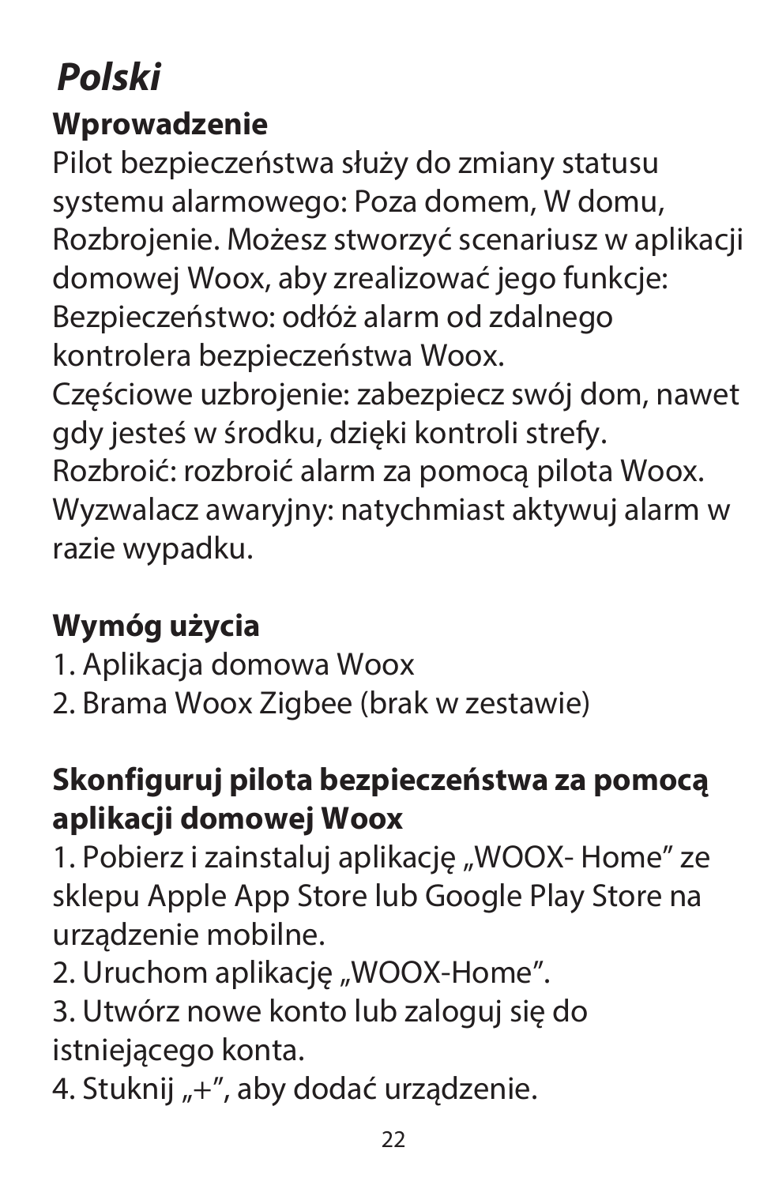# *Polski*

## Wprowadzenie

Pilot bezpieczeństwa służy do zmiany statusu systemu alarmowego: Poza domem, W domu, Rozbrojenie. Możesz stworzyć scenariusz w aplikacji domowej Woox, aby zrealizować jego funkcje:
Bezpieczeństwo: odłóż alarm od zdalnego kontrolera bezpieczeństwa Woox.
Częściowe uzbrojenie: zabezpiecz swój dom, nawet gdy jesteś w środku, dzięki kontroli strefy.
Rozbroić: rozbroić alarm za pomocą pilota Woox.
Wyzwalacz awaryjny: natychmiast aktywuj alarm w razie wypadku.

## Wymóg użycia

1. Aplikacja domowa Woox
2. Brama Woox Zigbee (brak w zestawie)

## Skonfiguruj pilota bezpieczeństwa za pomocą aplikacji domowej Woox

1. Pobierz i zainstaluj aplikację „WOOX- Home" ze sklepu Apple App Store lub Google Play Store na urządzenie mobilne.
2. Uruchom aplikację „WOOX-Home".
3. Utwórz nowe konto lub zaloguj się do istniejącego konta.
4. Stuknij „+", aby dodać urządzenie.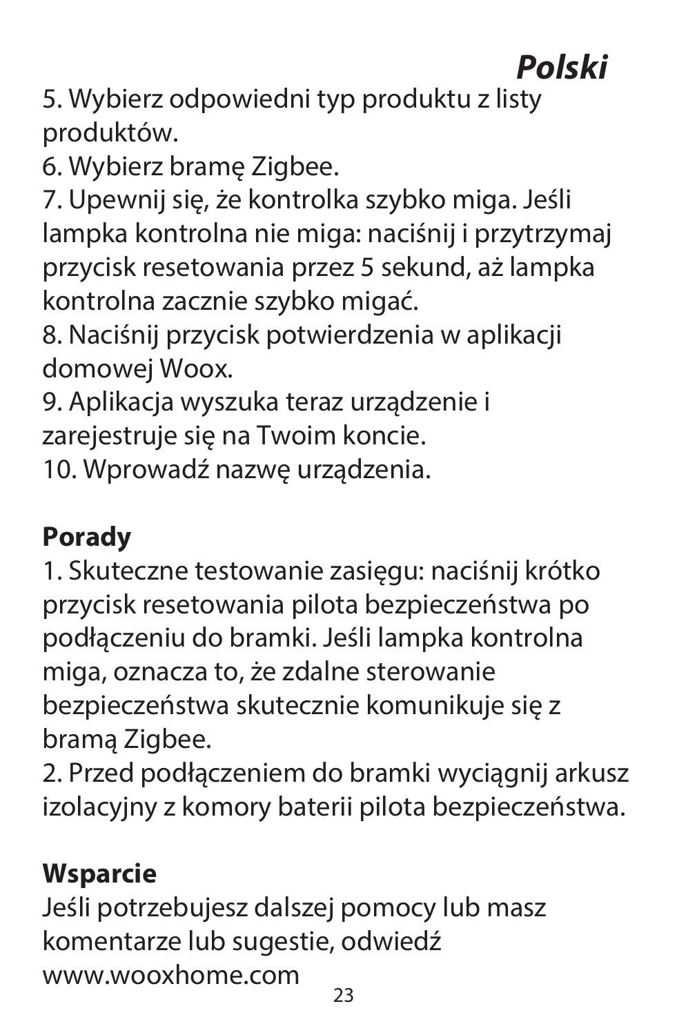5. Wybierz odpowiedni typ produktu z listy produktów.
6. Wybierz bramę Zigbee.
7. Upewnij się, że kontrolka szybko miga. Jeśli lampka kontrolna nie miga: naciśnij i przytrzymaj przycisk resetowania przez 5 sekund, aż lampka kontrolna zacznie szybko migać.
8. Naciśnij przycisk potwierdzenia w aplikacji domowej Woox.
9. Aplikacja wyszuka teraz urządzenie i zarejestruje się na Twoim koncie.
10. Wprowadź nazwę urządzenia.

## Porady

1. Skuteczne testowanie zasięgu: naciśnij krótko przycisk resetowania pilota bezpieczeństwa po podłączeniu do bramki. Jeśli lampka kontrolna miga, oznacza to, że zdalne sterowanie bezpieczeństwa skutecznie komunikuje się z bramą Zigbee.
2. Przed podłączeniem do bramki wyciągnij arkusz izolacyjny z komory baterii pilota bezpieczeństwa.

## Wsparcie

Jeśli potrzebujesz dalszej pomocy lub masz komentarze lub sugestie, odwiedź www.wooxhome.com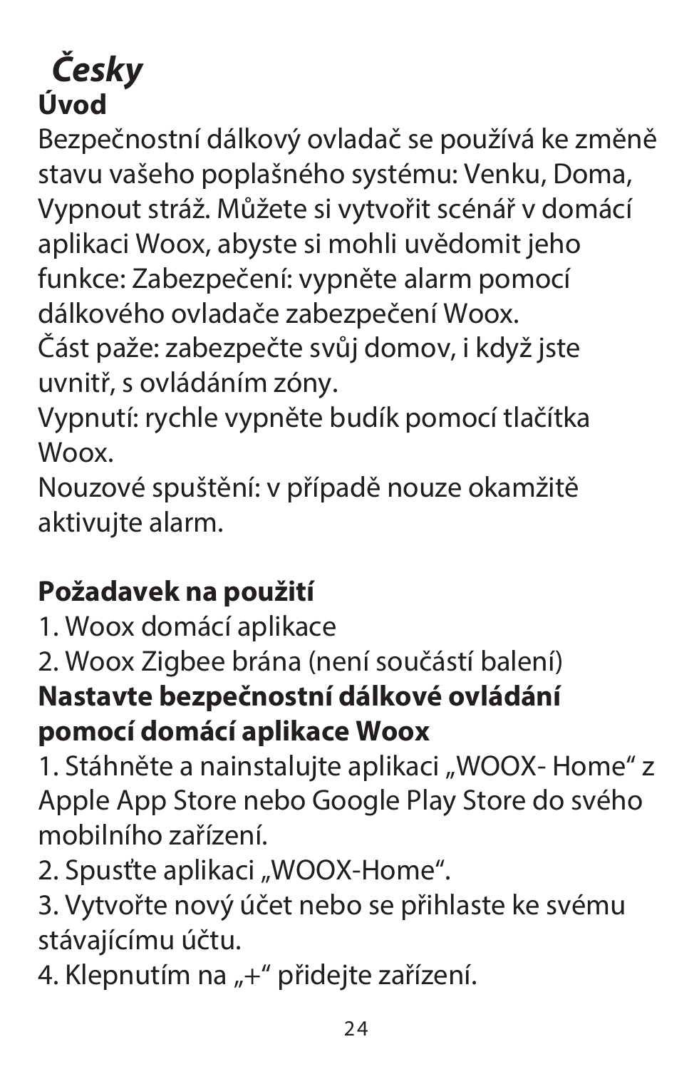# *Česky*

## Úvod

Bezpečnostní dálkový ovladač se používá ke změně stavu vašeho poplašného systému: Venku, Doma, Vypnout stráž. Můžete si vytvořit scénář v domácí aplikaci Woox, abyste si mohli uvědomit jeho funkce: Zabezpečení: vypněte alarm pomocí dálkového ovladače zabezpečení Woox.
Část paže: zabezpečte svůj domov, i když jste uvnitř, s ovládáním zóny.
Vypnutí: rychle vypněte budík pomocí tlačítka Woox.
Nouzové spuštění: v případě nouze okamžitě aktivujte alarm.

## Požadavek na použití

1. Woox domácí aplikace
2. Woox Zigbee brána (není součástí balení)

## Nastavte bezpečnostní dálkové ovládání pomocí domácí aplikace Woox

1. Stáhněte a nainstalujte aplikaci „WOOX- Home“ z Apple App Store nebo Google Play Store do svého mobilního zařízení.
2. Spusťte aplikaci „WOOX-Home“.
3. Vytvořte nový účet nebo se přihlaste ke svému stávajícímu účtu.
4. Klepnutím na „+“ přidejte zařízení.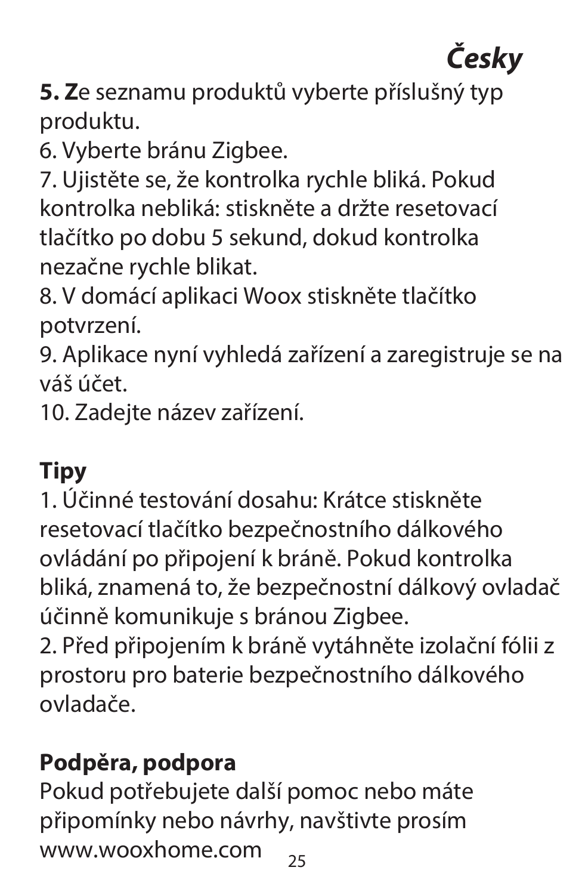# *Česky*

**5. Z**e seznamu produktů vyberte příslušný typ produktu.

6. Vyberte bránu Zigbee.

7. Ujistěte se, že kontrolka rychle bliká. Pokud kontrolka nebliká: stiskněte a držte resetovací tlačítko po dobu 5 sekund, dokud kontrolka nezačne rychle blikat.

8. V domácí aplikaci Woox stiskněte tlačítko potvrzení.

9. Aplikace nyní vyhledá zařízení a zaregistruje se na váš účet.

10. Zadejte název zařízení.

**Tipy**

1. Účinné testování dosahu: Krátce stiskněte resetovací tlačítko bezpečnostního dálkového ovládání po připojení k bráně. Pokud kontrolka bliká, znamená to, že bezpečnostní dálkový ovladač účinně komunikuje s bránou Zigbee.

2. Před připojením k bráně vytáhněte izolační fólii z prostoru pro baterie bezpečnostního dálkového ovladače.

**Podpěra, podpora**

Pokud potřebujete další pomoc nebo máte připomínky nebo návrhy, navštivte prosím www.wooxhome.com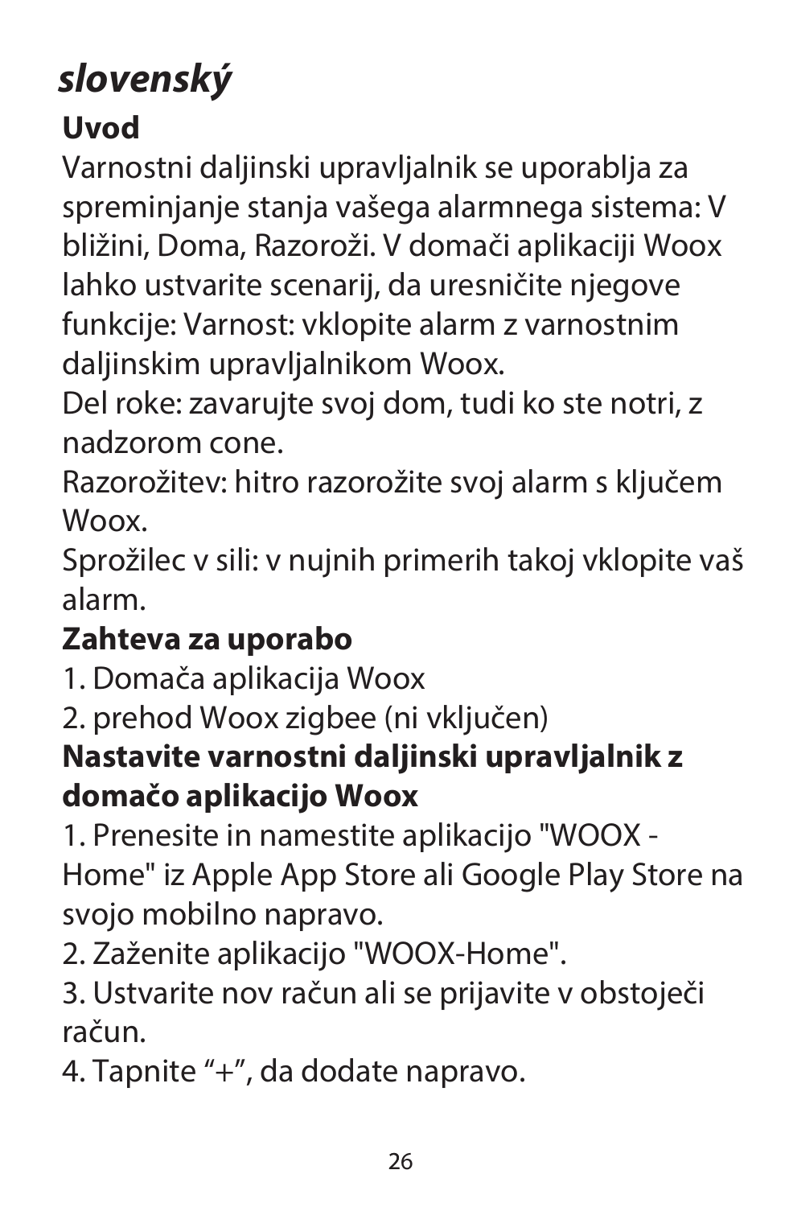# *slovenský*

## Uvod

Varnostni daljinski upravljalnik se uporablja za spreminjanje stanja vašega alarmnega sistema: V bližini, Doma, Razoroži. V domači aplikaciji Woox lahko ustvarite scenarij, da uresničite njegove funkcije: Varnost: vklopite alarm z varnostnim daljinskim upravljalnikom Woox.

Del roke: zavarujte svoj dom, tudi ko ste notri, z nadzorom cone.

Razorožitev: hitro razorožite svoj alarm s ključem Woox.

Sprožilec v sili: v nujnih primerih takoj vklopite vaš alarm.

## Zahteva za uporabo

1. Domača aplikacija Woox
2. prehod Woox zigbee (ni vključen)

## Nastavite varnostni daljinski upravljalnik z domačo aplikacijo Woox

1. Prenesite in namestite aplikacijo "WOOX - Home" iz Apple App Store ali Google Play Store na svojo mobilno napravo.
2. Zaženite aplikacijo "WOOX-Home".
3. Ustvarite nov račun ali se prijavite v obstoječi račun.
4. Tapnite “+”, da dodate napravo.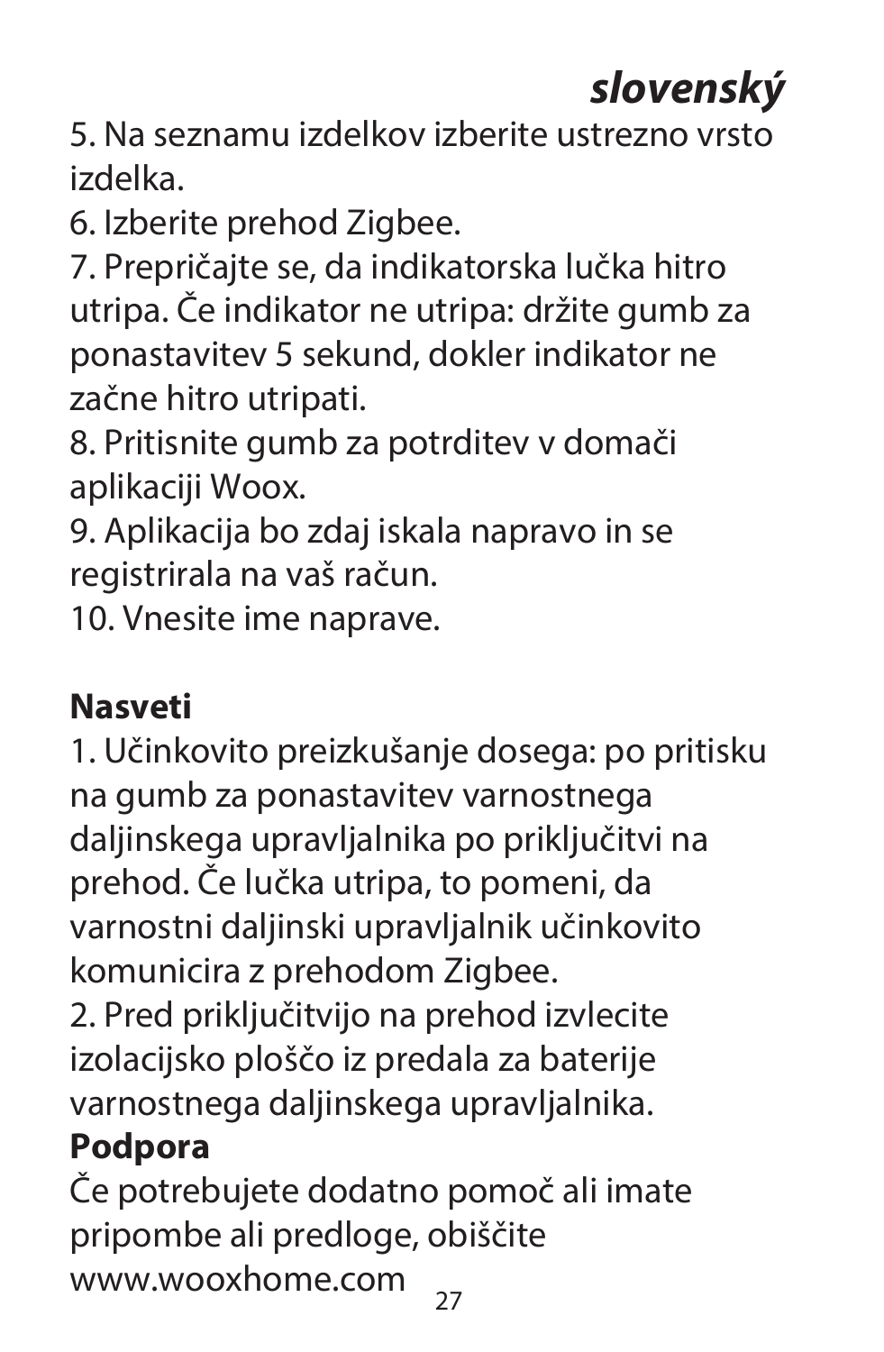## *slovenský*

5. Na seznamu izdelkov izberite ustrezno vrsto izdelka.
6. Izberite prehod Zigbee.
7. Prepričajte se, da indikatorska lučka hitro utripa. Če indikator ne utripa: držite gumb za ponastavitev 5 sekund, dokler indikator ne začne hitro utripati.
8. Pritisnite gumb za potrditev v domači aplikaciji Woox.
9. Aplikacija bo zdaj iskala napravo in se registrirala na vaš račun.
10. Vnesite ime naprave.

**Nasveti**

1. Učinkovito preizkušanje dosega: po pritisku na gumb za ponastavitev varnostnega daljinskega upravljalnika po priključitvi na prehod. Če lučka utripa, to pomeni, da varnostni daljinski upravljalnik učinkovito komunicira z prehodom Zigbee.
2. Pred priključitvijo na prehod izvlecite izolacijsko ploščo iz predala za baterije varnostnega daljinskega upravljalnika.

**Podpora**

Če potrebujete dodatno pomoč ali imate pripombe ali predloge, obiščite www.wooxhome.com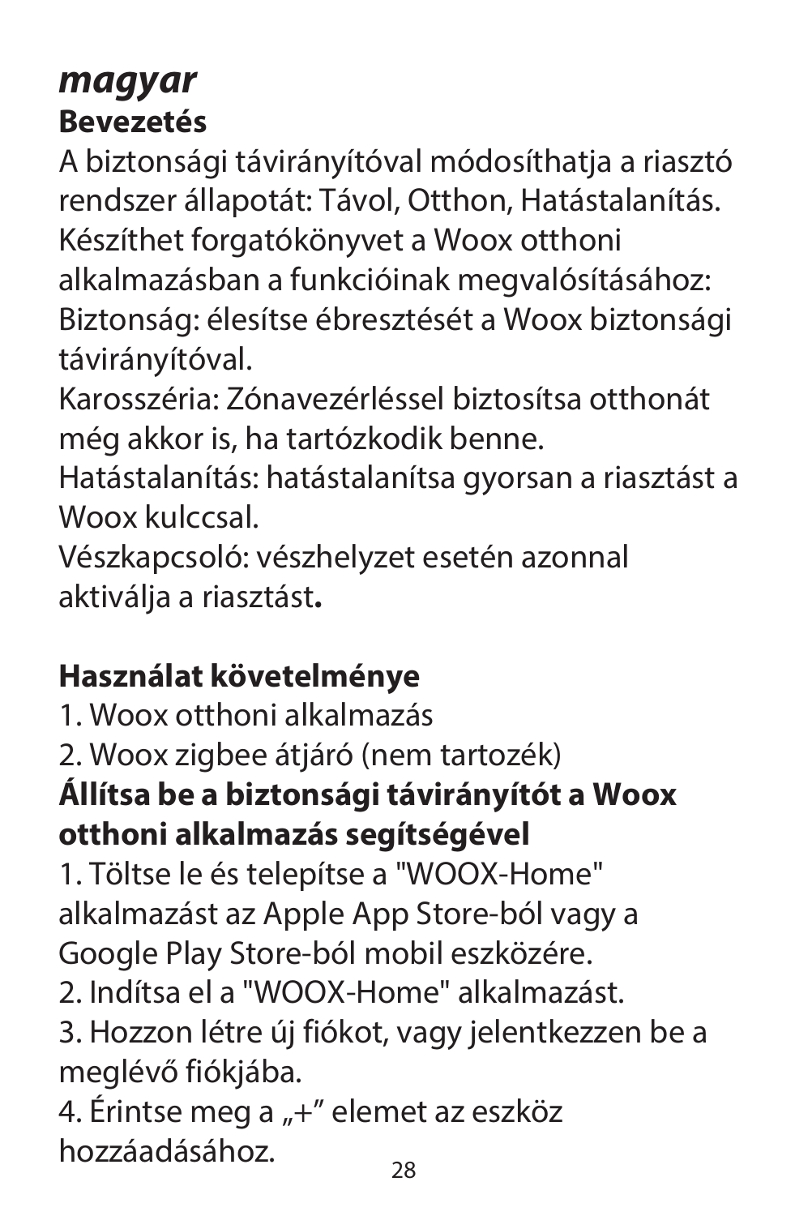# *magyar*

## Bevezetés

A biztonsági távirányítóval módosíthatja a riasztó rendszer állapotát: Távol, Otthon, Hatástalanítás.
Készíthet forgatókönyvet a Woox otthoni alkalmazásban a funkcióinak megvalósításához:
Biztonság: élesítse ébresztését a Woox biztonsági távirányítóval.
Karosszéria: Zónavezérléssel biztosítsa otthonát még akkor is, ha tartózkodik benne.
Hatástalanítás: hatástalanítsa gyorsan a riasztást a Woox kulccsal.
Vészkapcsoló: vészhelyzet esetén azonnal aktiválja a riasztást**.**

## Használat követelménye

1. Woox otthoni alkalmazás
2. Woox zigbee átjáró (nem tartozék)

## Állítsa be a biztonsági távirányítót a Woox otthoni alkalmazás segítségével

1. Töltse le és telepítse a "WOOX-Home" alkalmazást az Apple App Store-ból vagy a Google Play Store-ból mobil eszközére.
2. Indítsa el a "WOOX-Home" alkalmazást.
3. Hozzon létre új fiókot, vagy jelentkezzen be a meglévő fiókjába.
4. Érintse meg a „+” elemet az eszköz hozzáadásához.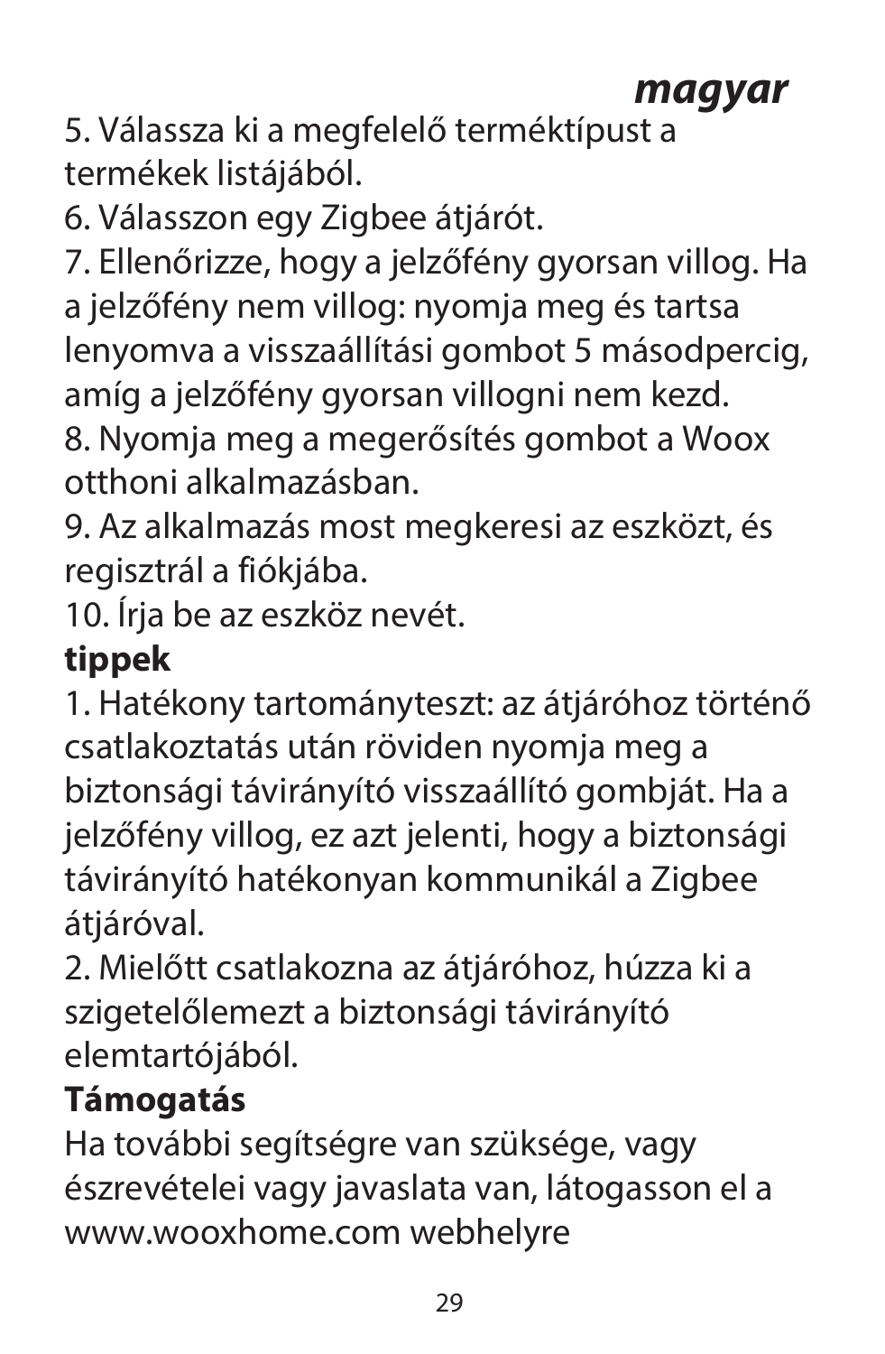5. Válassza ki a megfelelő terméktípust a termékek listájából.
6. Válasszon egy Zigbee átjárót.
7. Ellenőrizze, hogy a jelzőfény gyorsan villog. Ha a jelzőfény nem villog: nyomja meg és tartsa lenyomva a visszaállítási gombot 5 másodpercig, amíg a jelzőfény gyorsan villogni nem kezd.
8. Nyomja meg a megerősítés gombot a Woox otthoni alkalmazásban.
9. Az alkalmazás most megkeresi az eszközt, és regisztrál a fiókjába.
10. Írja be az eszköz nevét.

**tippek**

1. Hatékony tartományteszt: az átjáróhoz történő csatlakoztatás után röviden nyomja meg a biztonsági távirányító visszaállító gombját. Ha a jelzőfény villog, ez azt jelenti, hogy a biztonsági távirányító hatékonyan kommunikál a Zigbee átjáróval.
2. Mielőtt csatlakozna az átjáróhoz, húzza ki a szigetelőlemezt a biztonsági távirányító elemtartójából.

**Támogatás**

Ha további segítségre van szüksége, vagy észrevételei vagy javaslata van, látogasson el a www.wooxhome.com webhelyre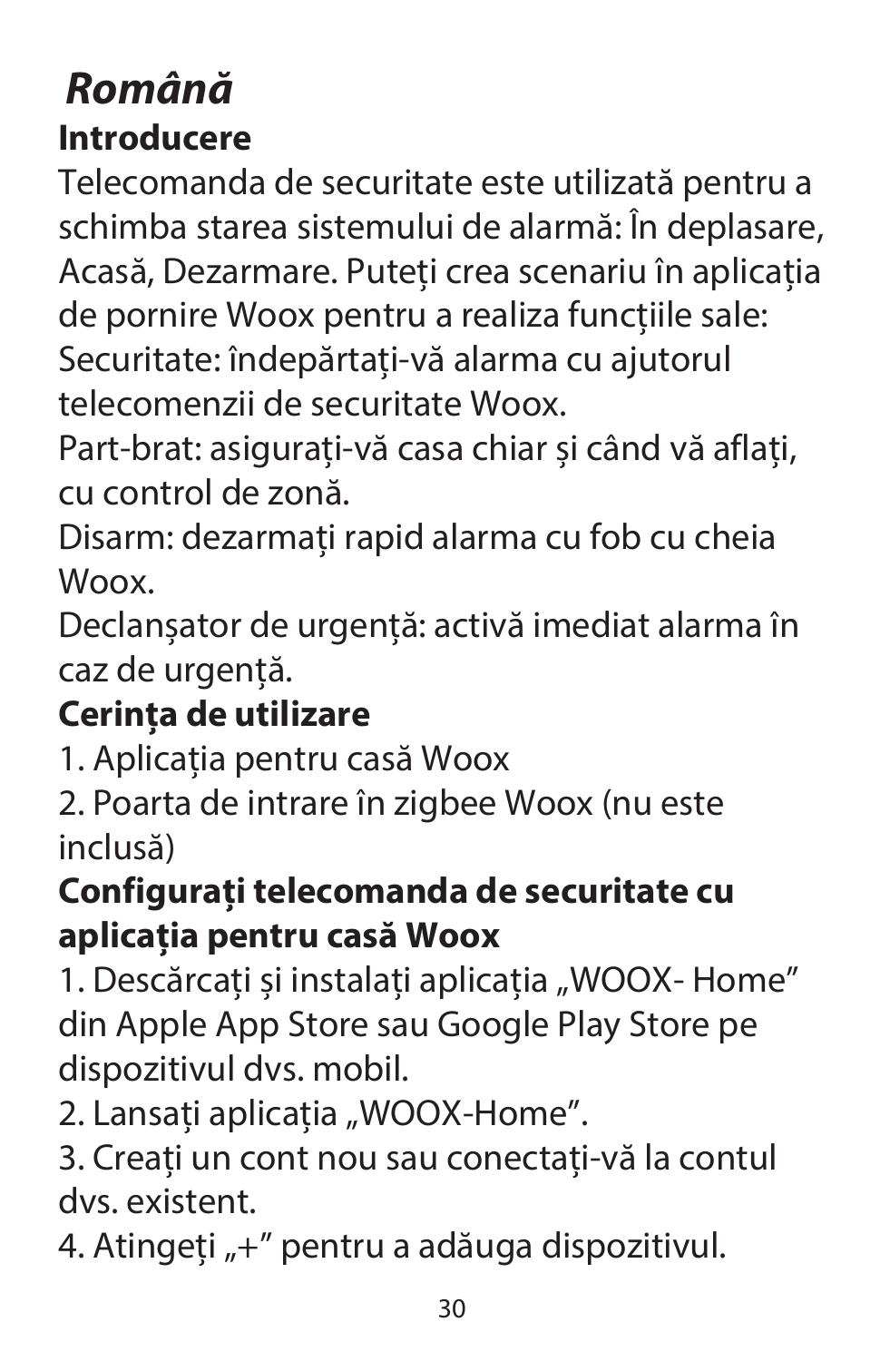# *Română*

## Introducere

Telecomanda de securitate este utilizată pentru a schimba starea sistemului de alarmă: În deplasare, Acasă, Dezarmare. Puteți crea scenariu în aplicația de pornire Woox pentru a realiza funcțiile sale:
Securitate: îndepărtați-vă alarma cu ajutorul telecomenzii de securitate Woox.
Part-brat: asigurați-vă casa chiar și când vă aflați, cu control de zonă.
Disarm: dezarmați rapid alarma cu fob cu cheia Woox.
Declanșator de urgență: activă imediat alarma în caz de urgență.

## Cerința de utilizare

1. Aplicația pentru casă Woox
2. Poarta de intrare în zigbee Woox (nu este inclusă)

## Configurați telecomanda de securitate cu aplicația pentru casă Woox

1. Descărcați și instalați aplicația „WOOX- Home" din Apple App Store sau Google Play Store pe dispozitivul dvs. mobil.
2. Lansați aplicația „WOOX-Home".
3. Creați un cont nou sau conectați-vă la contul dvs. existent.
4. Atingeți „+" pentru a adăuga dispozitivul.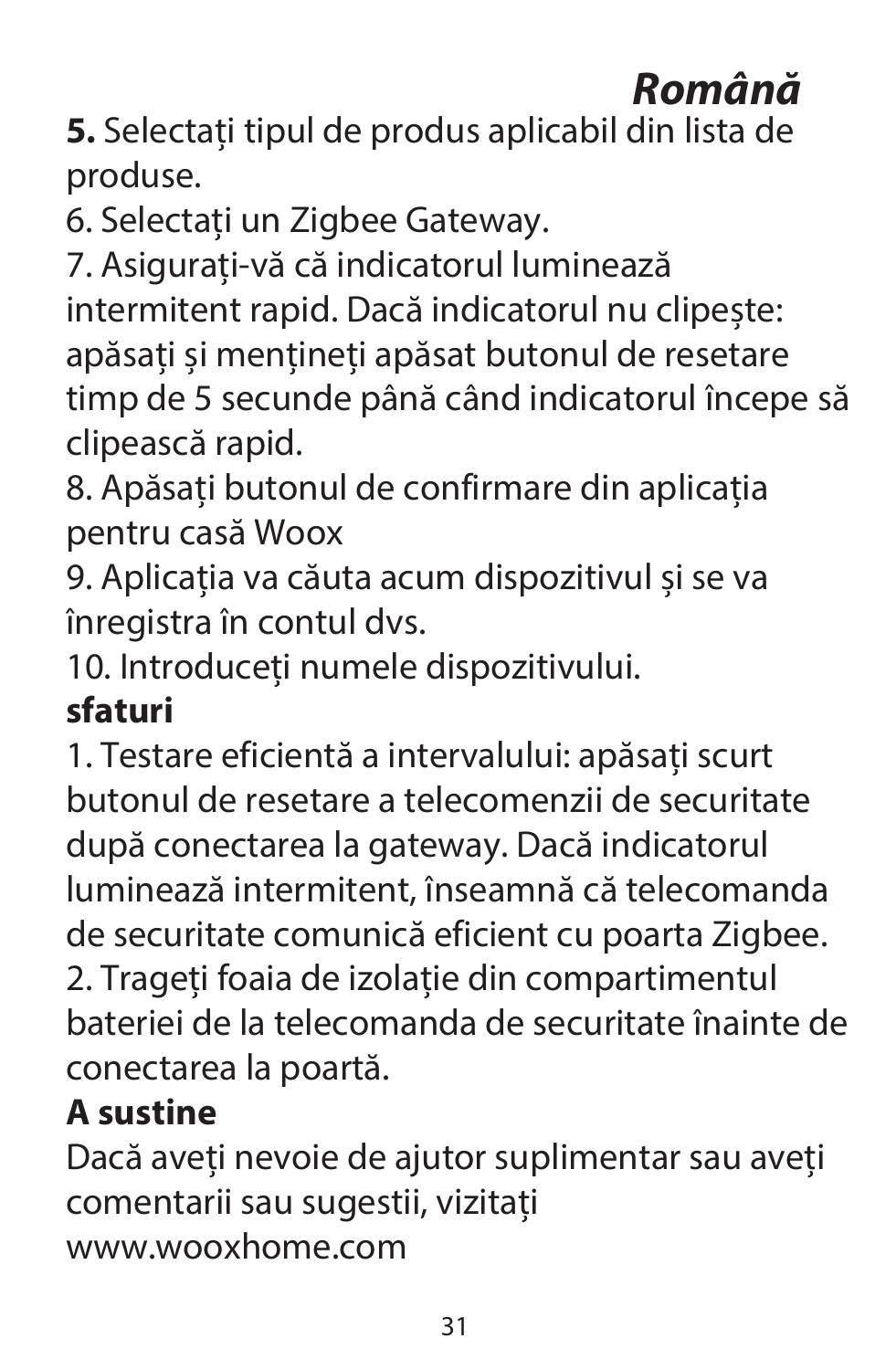# *Română*

**5.** Selectaţi tipul de produs aplicabil din lista de produse.

6. Selectaţi un Zigbee Gateway.

7. Asiguraţi-vă că indicatorul luminează intermitent rapid. Dacă indicatorul nu clipeşte: apăsaţi şi menţineţi apăsat butonul de resetare timp de 5 secunde până când indicatorul începe să clipească rapid.

8. Apăsaţi butonul de confirmare din aplicaţia pentru casă Woox

9. Aplicaţia va căuta acum dispozitivul şi se va înregistra în contul dvs.

10. Introduceţi numele dispozitivului.

**sfaturi**

1. Testare eficientă a intervalului: apăsaţi scurt butonul de resetare a telecomenzii de securitate după conectarea la gateway. Dacă indicatorul luminează intermitent, înseamnă că telecomanda de securitate comunică eficient cu poarta Zigbee.

2. Trageţi foaia de izolaţie din compartimentul bateriei de la telecomanda de securitate înainte de conectarea la poartă.

**A sustine**

Dacă aveţi nevoie de ajutor suplimentar sau aveţi comentarii sau sugestii, vizitaţi www.wooxhome.com